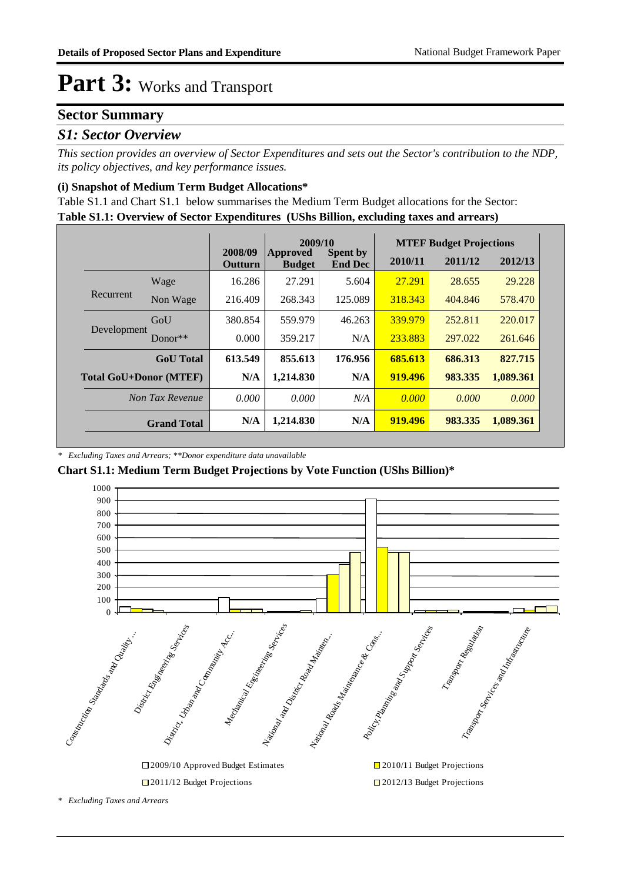# Part 3: Works and Transport

## Sector Summary

### *S1: Sector Overview*

*This section provides an overview of Sector Expenditures and sets out the Sector's contribution to the NDP, its policy objectives, and key performance issues.*

#### (i) Snapshot of Medium Term Budget Allocations*

Table S1.1 and Chart S1.1 below summarises the Medium Term Budget allocations for the Sector:

**Table S1.1: Overview of Sector Expenditures (UShs Billion, excluding taxes and arrears)**

| | | 2008/09 Outturn | 2009/10 Approved Budget | 2009/10 Spent by End Dec | MTEF Budget Projections 2010/11 | 2011/12 | 2012/13 |
|---|---|---|---|---|---|---|---|
| Recurrent | Wage | 16.286 | 27.291 | 5.604 | 27.291 | 28.655 | 29.228 |
| | Non Wage | 216.409 | 268.343 | 125.089 | 318.343 | 404.846 | 578.470 |
| Development | GoU | 380.854 | 559.979 | 46.263 | 339.979 | 252.811 | 220.017 |
| | Donor** | 0.000 | 359.217 | N/A | 233.883 | 297.022 | 261.646 |
| **GoU Total** | | **613.549** | **855.613** | **176.956** | **685.613** | **686.313** | **827.715** |
| **Total GoU+Donor (MTEF)** | | **N/A** | **1,214.830** | **N/A** | **919.496** | **983.335** | **1,089.361** |
| *Non Tax Revenue* | | *0.000* | *0.000* | *N/A* | *0.000* | *0.000* | *0.000* |
| **Grand Total** | | **N/A** | **1,214.830** | **N/A** | **919.496** | **983.335** | **1,089.361** |

*\* Excluding Taxes and Arrears; \*\*Donor expenditure data unavailable*

**Chart S1.1: Medium Term Budget Projections by Vote Function (UShs Billion)***

*\* Excluding Taxes and Arrears*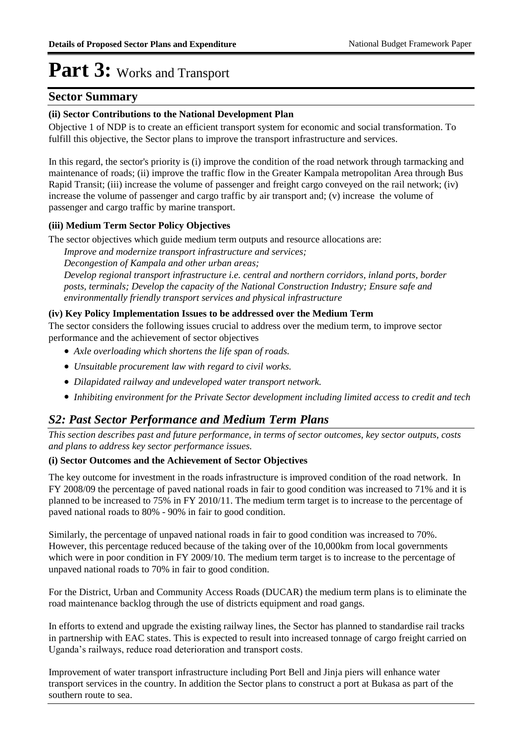# Part 3: Works and Transport

## Sector Summary

**(ii) Sector Contributions to the National Development Plan**

Objective 1 of NDP is to create an efficient transport system for economic and social transformation. To fulfill this objective, the Sector plans to improve the transport infrastructure and services.

In this regard, the sector's priority is (i) improve the condition of the road network through tarmacking and maintenance of roads; (ii) improve the traffic flow in the Greater Kampala metropolitan Area through Bus Rapid Transit; (iii) increase the volume of passenger and freight cargo conveyed on the rail network; (iv) increase the volume of passenger and cargo traffic by air transport and; (v) increase the volume of passenger and cargo traffic by marine transport.

**(iii) Medium Term Sector Policy Objectives**

The sector objectives which guide medium term outputs and resource allocations are:

*Improve and modernize transport infrastructure and services;*
*Decongestion of Kampala and other urban areas;*
*Develop regional transport infrastructure i.e. central and northern corridors, inland ports, border posts, terminals; Develop the capacity of the National Construction Industry; Ensure safe and environmentally friendly transport services and physical infrastructure*

**(iv) Key Policy Implementation Issues to be addressed over the Medium Term**

The sector considers the following issues crucial to address over the medium term, to improve sector performance and the achievement of sector objectives

- *Axle overloading which shortens the life span of roads.*
- *Unsuitable procurement law with regard to civil works.*
- *Dilapidated railway and undeveloped water transport network.*
- *Inhibiting environment for the Private Sector development including limited access to credit and tech*

## *S2: Past Sector Performance and Medium Term Plans*

*This section describes past and future performance, in terms of sector outcomes, key sector outputs, costs and plans to address key sector performance issues.*

**(i) Sector Outcomes and the Achievement of Sector Objectives**

The key outcome for investment in the roads infrastructure is improved condition of the road network. In FY 2008/09 the percentage of paved national roads in fair to good condition was increased to 71% and it is planned to be increased to 75% in FY 2010/11. The medium term target is to increase to the percentage of paved national roads to 80% - 90% in fair to good condition.

Similarly, the percentage of unpaved national roads in fair to good condition was increased to 70%. However, this percentage reduced because of the taking over of the 10,000km from local governments which were in poor condition in FY 2009/10. The medium term target is to increase to the percentage of unpaved national roads to 70% in fair to good condition.

For the District, Urban and Community Access Roads (DUCAR) the medium term plans is to eliminate the road maintenance backlog through the use of districts equipment and road gangs.

In efforts to extend and upgrade the existing railway lines, the Sector has planned to standardise rail tracks in partnership with EAC states. This is expected to result into increased tonnage of cargo freight carried on Uganda's railways, reduce road deterioration and transport costs.

Improvement of water transport infrastructure including Port Bell and Jinja piers will enhance water transport services in the country. In addition the Sector plans to construct a port at Bukasa as part of the southern route to sea.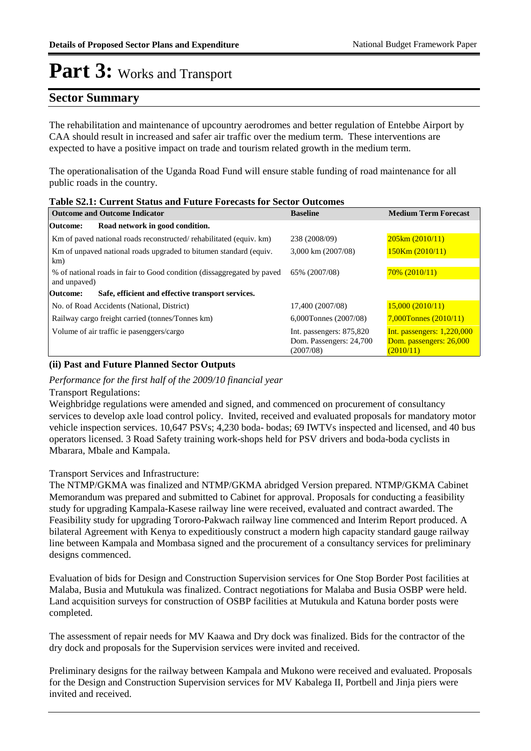# Part 3: Works and Transport

## Sector Summary

The rehabilitation and maintenance of upcountry aerodromes and better regulation of Entebbe Airport by CAA should result in increased and safer air traffic over the medium term. These interventions are expected to have a positive impact on trade and tourism related growth in the medium term.

The operationalisation of the Uganda Road Fund will ensure stable funding of road maintenance for all public roads in the country.

**Table S2.1: Current Status and Future Forecasts for Sector Outcomes**

| Outcome and Outcome Indicator | Baseline | Medium Term Forecast |
|---|---|---|
| **Outcome: Road network in good condition.** | | |
| Km of paved national roads reconstructed/ rehabilitated (equiv. km) | 238 (2008/09) | 205km (2010/11) |
| Km of unpaved national roads upgraded to bitumen standard (equiv. km) | 3,000 km (2007/08) | 150Km (2010/11) |
| % of national roads in fair to Good condition (dissaggregated by paved and unpaved) | 65% (2007/08) | 70% (2010/11) |
| **Outcome: Safe, efficient and effective transport services.** | | |
| No. of Road Accidents (National, District) | 17,400 (2007/08) | 15,000 (2010/11) |
| Railway cargo freight carried (tonnes/Tonnes km) | 6,000Tonnes (2007/08) | 7,000Tonnes (2010/11) |
| Volume of air traffic ie pasenggers/cargo | Int. passengers: 875,820 Dom. Passengers: 24,700 (2007/08) | Int. passengers: 1,220,000 Dom. passengers: 26,000 (2010/11) |

### (ii) Past and Future Planned Sector Outputs

*Performance for the first half of the 2009/10 financial year*

Transport Regulations:

Weighbridge regulations were amended and signed, and commenced on procurement of consultancy services to develop axle load control policy. Invited, received and evaluated proposals for mandatory motor vehicle inspection services. 10,647 PSVs; 4,230 boda- bodas; 69 IWTVs inspected and licensed, and 40 bus operators licensed. 3 Road Safety training work-shops held for PSV drivers and boda-boda cyclists in Mbarara, Mbale and Kampala.

Transport Services and Infrastructure:

The NTMP/GKMA was finalized and NTMP/GKMA abridged Version prepared. NTMP/GKMA Cabinet Memorandum was prepared and submitted to Cabinet for approval. Proposals for conducting a feasibility study for upgrading Kampala-Kasese railway line were received, evaluated and contract awarded. The Feasibility study for upgrading Tororo-Pakwach railway line commenced and Interim Report produced. A bilateral Agreement with Kenya to expeditiously construct a modern high capacity standard gauge railway line between Kampala and Mombasa signed and the procurement of a consultancy services for preliminary designs commenced.

Evaluation of bids for Design and Construction Supervision services for One Stop Border Post facilities at Malaba, Busia and Mutukula was finalized. Contract negotiations for Malaba and Busia OSBP were held. Land acquisition surveys for construction of OSBP facilities at Mutukula and Katuna border posts were completed.

The assessment of repair needs for MV Kaawa and Dry dock was finalized. Bids for the contractor of the dry dock and proposals for the Supervision services were invited and received.

Preliminary designs for the railway between Kampala and Mukono were received and evaluated. Proposals for the Design and Construction Supervision services for MV Kabalega II, Portbell and Jinja piers were invited and received.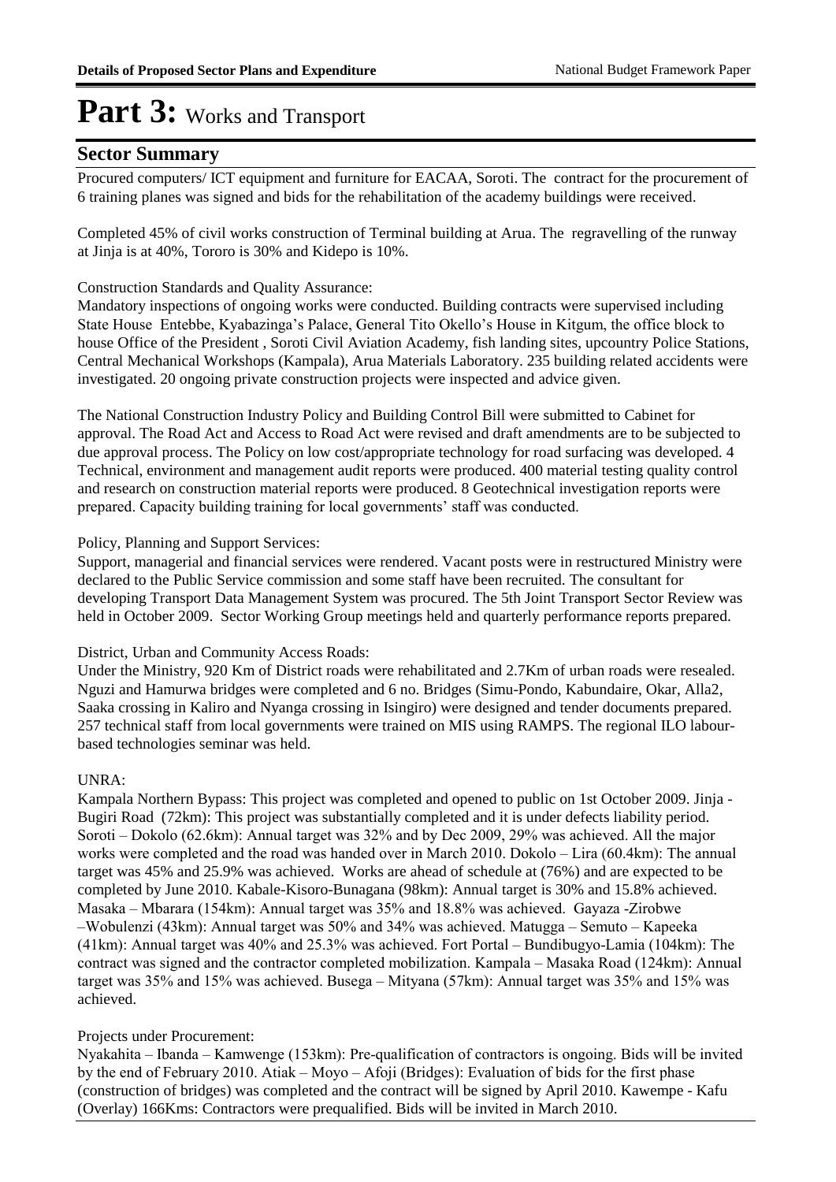# Part 3: Works and Transport

## Sector Summary

Procured computers/ ICT equipment and furniture for EACAA, Soroti. The contract for the procurement of 6 training planes was signed and bids for the rehabilitation of the academy buildings were received.

Completed 45% of civil works construction of Terminal building at Arua. The regravelling of the runway at Jinja is at 40%, Tororo is 30% and Kidepo is 10%.

Construction Standards and Quality Assurance:
Mandatory inspections of ongoing works were conducted. Building contracts were supervised including State House Entebbe, Kyabazinga's Palace, General Tito Okello's House in Kitgum, the office block to house Office of the President , Soroti Civil Aviation Academy, fish landing sites, upcountry Police Stations, Central Mechanical Workshops (Kampala), Arua Materials Laboratory. 235 building related accidents were investigated. 20 ongoing private construction projects were inspected and advice given.

The National Construction Industry Policy and Building Control Bill were submitted to Cabinet for approval. The Road Act and Access to Road Act were revised and draft amendments are to be subjected to due approval process. The Policy on low cost/appropriate technology for road surfacing was developed. 4 Technical, environment and management audit reports were produced. 400 material testing quality control and research on construction material reports were produced. 8 Geotechnical investigation reports were prepared. Capacity building training for local governments' staff was conducted.

Policy, Planning and Support Services:
Support, managerial and financial services were rendered. Vacant posts were in restructured Ministry were declared to the Public Service commission and some staff have been recruited. The consultant for developing Transport Data Management System was procured. The 5th Joint Transport Sector Review was held in October 2009. Sector Working Group meetings held and quarterly performance reports prepared.

District, Urban and Community Access Roads:
Under the Ministry, 920 Km of District roads were rehabilitated and 2.7Km of urban roads were resealed. Nguzi and Hamurwa bridges were completed and 6 no. Bridges (Simu-Pondo, Kabundaire, Okar, Alla2, Saaka crossing in Kaliro and Nyanga crossing in Isingiro) were designed and tender documents prepared. 257 technical staff from local governments were trained on MIS using RAMPS. The regional ILO labour-based technologies seminar was held.

UNRA:
Kampala Northern Bypass: This project was completed and opened to public on 1st October 2009. Jinja - Bugiri Road (72km): This project was substantially completed and it is under defects liability period. Soroti – Dokolo (62.6km): Annual target was 32% and by Dec 2009, 29% was achieved. All the major works were completed and the road was handed over in March 2010. Dokolo – Lira (60.4km): The annual target was 45% and 25.9% was achieved. Works are ahead of schedule at (76%) and are expected to be completed by June 2010. Kabale-Kisoro-Bunagana (98km): Annual target is 30% and 15.8% achieved. Masaka – Mbarara (154km): Annual target was 35% and 18.8% was achieved. Gayaza -Zirobwe –Wobulenzi (43km): Annual target was 50% and 34% was achieved. Matugga – Semuto – Kapeeka (41km): Annual target was 40% and 25.3% was achieved. Fort Portal – Bundibugyo-Lamia (104km): The contract was signed and the contractor completed mobilization. Kampala – Masaka Road (124km): Annual target was 35% and 15% was achieved. Busega – Mityana (57km): Annual target was 35% and 15% was achieved.

Projects under Procurement:
Nyakahita – Ibanda – Kamwenge (153km): Pre-qualification of contractors is ongoing. Bids will be invited by the end of February 2010. Atiak – Moyo – Afoji (Bridges): Evaluation of bids for the first phase (construction of bridges) was completed and the contract will be signed by April 2010. Kawempe - Kafu (Overlay) 166Kms: Contractors were prequalified. Bids will be invited in March 2010.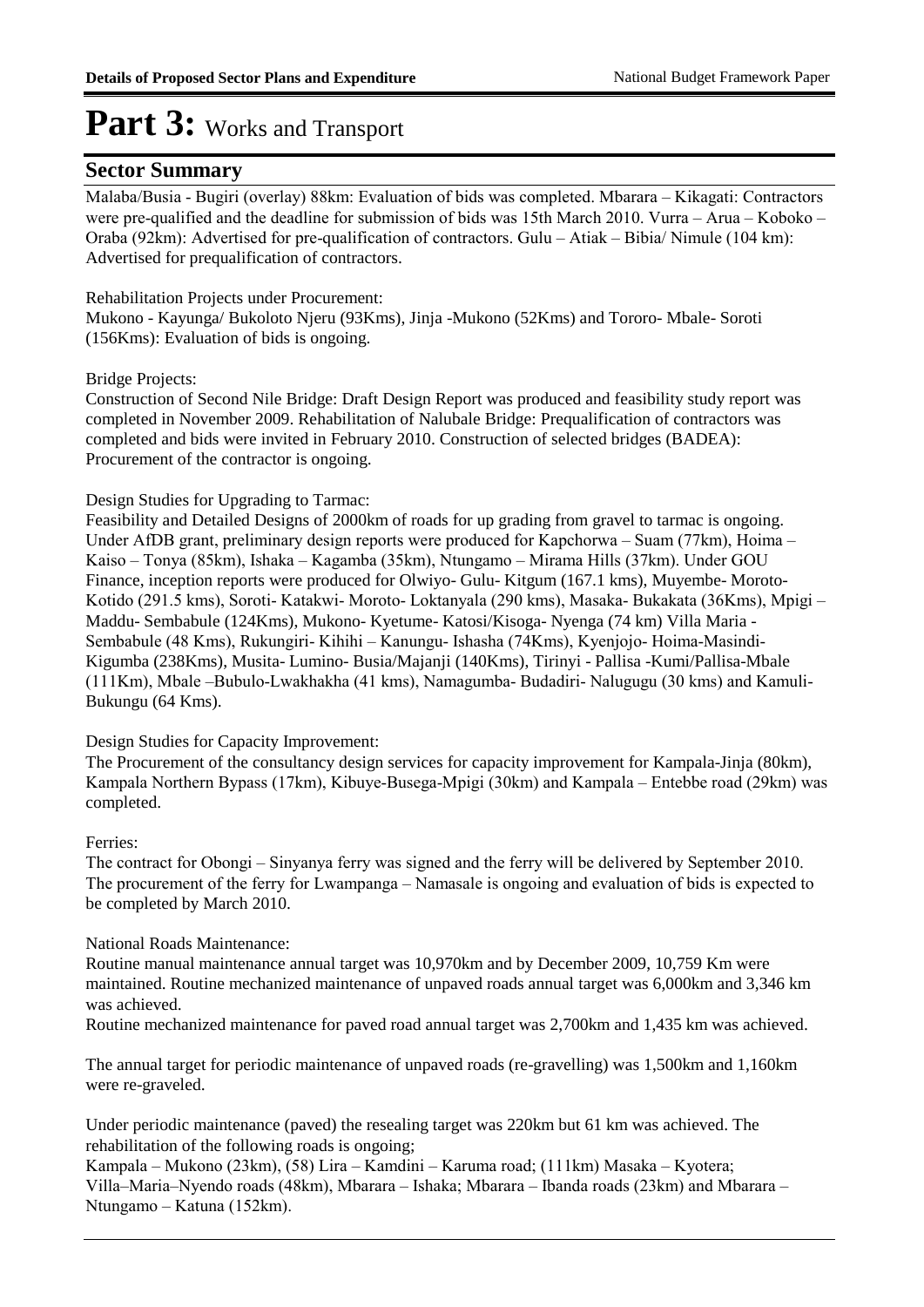# Part 3: Works and Transport

## Sector Summary

Malaba/Busia - Bugiri (overlay) 88km: Evaluation of bids was completed. Mbarara – Kikagati: Contractors were pre-qualified and the deadline for submission of bids was 15th March 2010. Vurra – Arua – Koboko – Oraba (92km): Advertised for pre-qualification of contractors. Gulu – Atiak – Bibia/ Nimule (104 km): Advertised for prequalification of contractors.

Rehabilitation Projects under Procurement:
Mukono - Kayunga/ Bukoloto Njeru (93Kms), Jinja -Mukono (52Kms) and Tororo- Mbale- Soroti (156Kms): Evaluation of bids is ongoing.

Bridge Projects:
Construction of Second Nile Bridge: Draft Design Report was produced and feasibility study report was completed in November 2009. Rehabilitation of Nalubale Bridge: Prequalification of contractors was completed and bids were invited in February 2010. Construction of selected bridges (BADEA): Procurement of the contractor is ongoing.

Design Studies for Upgrading to Tarmac:
Feasibility and Detailed Designs of 2000km of roads for up grading from gravel to tarmac is ongoing. Under AfDB grant, preliminary design reports were produced for Kapchorwa – Suam (77km), Hoima – Kaiso – Tonya (85km), Ishaka – Kagamba (35km), Ntungamo – Mirama Hills (37km). Under GOU Finance, inception reports were produced for Olwiyo- Gulu- Kitgum (167.1 kms), Muyembe- Moroto- Kotido (291.5 kms), Soroti- Katakwi- Moroto- Loktanyala (290 kms), Masaka- Bukakata (36Kms), Mpigi – Maddu- Sembabule (124Kms), Mukono- Kyetume- Katosi/Kisoga- Nyenga (74 km) Villa Maria - Sembabule (48 Kms), Rukungiri- Kihihi – Kanungu- Ishasha (74Kms), Kyenjojo- Hoima-Masindi- Kigumba (238Kms), Musita- Lumino- Busia/Majanji (140Kms), Tirinyi - Pallisa -Kumi/Pallisa-Mbale (111Km), Mbale –Bubulo-Lwakhakha (41 kms), Namagumba- Budadiri- Nalugugu (30 kms) and Kamuli- Bukungu (64 Kms).

Design Studies for Capacity Improvement:
The Procurement of the consultancy design services for capacity improvement for Kampala-Jinja (80km), Kampala Northern Bypass (17km), Kibuye-Busega-Mpigi (30km) and Kampala – Entebbe road (29km) was completed.

Ferries:
The contract for Obongi – Sinyanya ferry was signed and the ferry will be delivered by September 2010. The procurement of the ferry for Lwampanga – Namasale is ongoing and evaluation of bids is expected to be completed by March 2010.

National Roads Maintenance:
Routine manual maintenance annual target was 10,970km and by December 2009, 10,759 Km were maintained. Routine mechanized maintenance of unpaved roads annual target was 6,000km and 3,346 km was achieved.
Routine mechanized maintenance for paved road annual target was 2,700km and 1,435 km was achieved.

The annual target for periodic maintenance of unpaved roads (re-gravelling) was 1,500km and 1,160km were re-graveled.

Under periodic maintenance (paved) the resealing target was 220km but 61 km was achieved. The rehabilitation of the following roads is ongoing;
Kampala – Mukono (23km), (58) Lira – Kamdini – Karuma road; (111km) Masaka – Kyotera; Villa–Maria–Nyendo roads (48km), Mbarara – Ishaka; Mbarara – Ibanda roads (23km) and Mbarara – Ntungamo – Katuna (152km).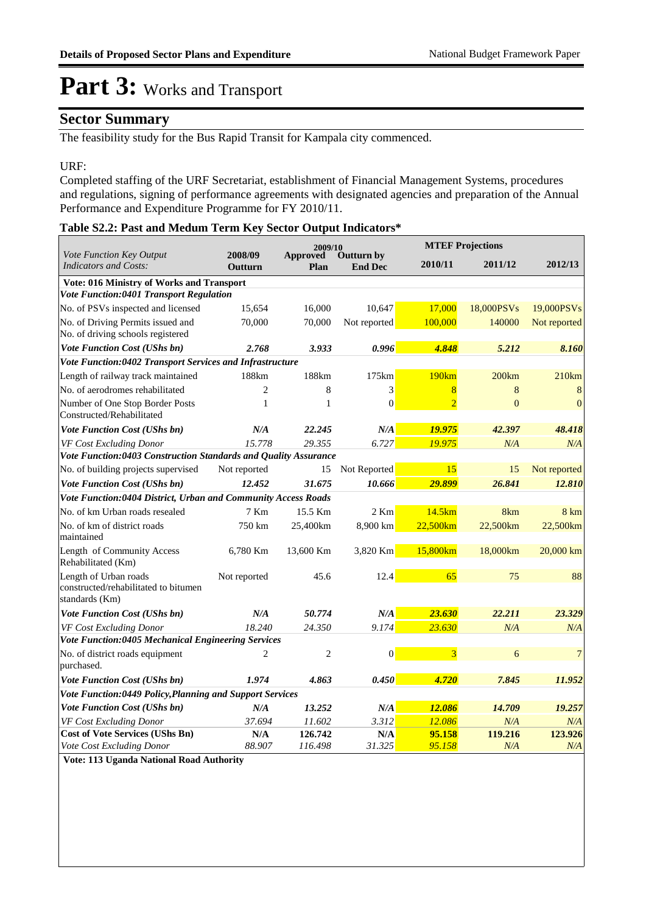# Part 3: Works and Transport

## Sector Summary

The feasibility study for the Bus Rapid Transit for Kampala city commenced.

URF:

Completed staffing of the URF Secretariat, establishment of Financial Management Systems, procedures and regulations, signing of performance agreements with designated agencies and preparation of the Annual Performance and Expenditure Programme for FY 2010/11.

**Table S2.2: Past and Medum Term Key Sector Output Indicators***

| *Vote Function Key Output Indicators and Costs:* | 2008/09 Outturn | 2009/10 Approved Plan | 2009/10 Outturn by End Dec | MTEF Projections 2010/11 | MTEF Projections 2011/12 | MTEF Projections 2012/13 |
|---|---|---|---|---|---|---|
| **Vote: 016 Ministry of Works and Transport** | | | | | | |
| ***Vote Function:0401 Transport Regulation*** | | | | | | |
| No. of PSVs inspected and licensed | 15,654 | 16,000 | 10,647 | 17,000 | 18,000PSVs | 19,000PSVs |
| No. of Driving Permits issued and No. of driving schools registered | 70,000 | 70,000 | Not reported | 100,000 | 140000 | Not reported |
| ***Vote Function Cost (UShs bn)*** | ***2.768*** | ***3.933*** | ***0.996*** | ***4.848*** | ***5.212*** | ***8.160*** |
| ***Vote Function:0402 Transport Services and Infrastructure*** | | | | | | |
| Length of railway track maintained | 188km | 188km | 175km | 190km | 200km | 210km |
| No. of aerodromes rehabilitated | 2 | 8 | 3 | 8 | 8 | 8 |
| Number of One Stop Border Posts Constructed/Rehabilitated | 1 | 1 | 0 | 2 | 0 | 0 |
| ***Vote Function Cost (UShs bn)*** | ***N/A*** | ***22.245*** | ***N/A*** | ***19.975*** | ***42.397*** | ***48.418*** |
| *VF Cost Excluding Donor* | *15.778* | *29.355* | *6.727* | *19.975* | *N/A* | *N/A* |
| ***Vote Function:0403 Construction Standards and Quality Assurance*** | | | | | | |
| No. of building projects supervised | Not reported | 15 | Not Reported | 15 | 15 | Not reported |
| ***Vote Function Cost (UShs bn)*** | ***12.452*** | ***31.675*** | ***10.666*** | ***29.899*** | ***26.841*** | ***12.810*** |
| ***Vote Function:0404 District, Urban and Community Access Roads*** | | | | | | |
| No. of km Urban roads resealed | 7 Km | 15.5 Km | 2 Km | 14.5km | 8km | 8 km |
| No. of km of district roads maintained | 750 km | 25,400km | 8,900 km | 22,500km | 22,500km | 22,500km |
| Length of Community Access Rehabilitated (Km) | 6,780 Km | 13,600 Km | 3,820 Km | 15,800km | 18,000km | 20,000 km |
| Length of Urban roads constructed/rehabilitated to bitumen standards (Km) | Not reported | 45.6 | 12.4 | 65 | 75 | 88 |
| ***Vote Function Cost (UShs bn)*** | ***N/A*** | ***50.774*** | ***N/A*** | ***23.630*** | ***22.211*** | ***23.329*** |
| *VF Cost Excluding Donor* | *18.240* | *24.350* | *9.174* | *23.630* | *N/A* | *N/A* |
| ***Vote Function:0405 Mechanical Engineering Services*** | | | | | | |
| No. of district roads equipment purchased. | 2 | 2 | 0 | 3 | 6 | 7 |
| ***Vote Function Cost (UShs bn)*** | ***1.974*** | ***4.863*** | ***0.450*** | ***4.720*** | ***7.845*** | ***11.952*** |
| ***Vote Function:0449 Policy,Planning and Support Services*** | | | | | | |
| ***Vote Function Cost (UShs bn)*** | ***N/A*** | ***13.252*** | ***N/A*** | ***12.086*** | ***14.709*** | ***19.257*** |
| *VF Cost Excluding Donor* | *37.694* | *11.602* | *3.312* | *12.086* | *N/A* | *N/A* |
| **Cost of Vote Services (UShs Bn)** | **N/A** | **126.742** | **N/A** | **95.158** | **119.216** | **123.926** |
| *Vote Cost Excluding Donor* | *88.907* | *116.498* | *31.325* | *95.158* | *N/A* | *N/A* |
| **Vote: 113 Uganda National Road Authority** | | | | | | |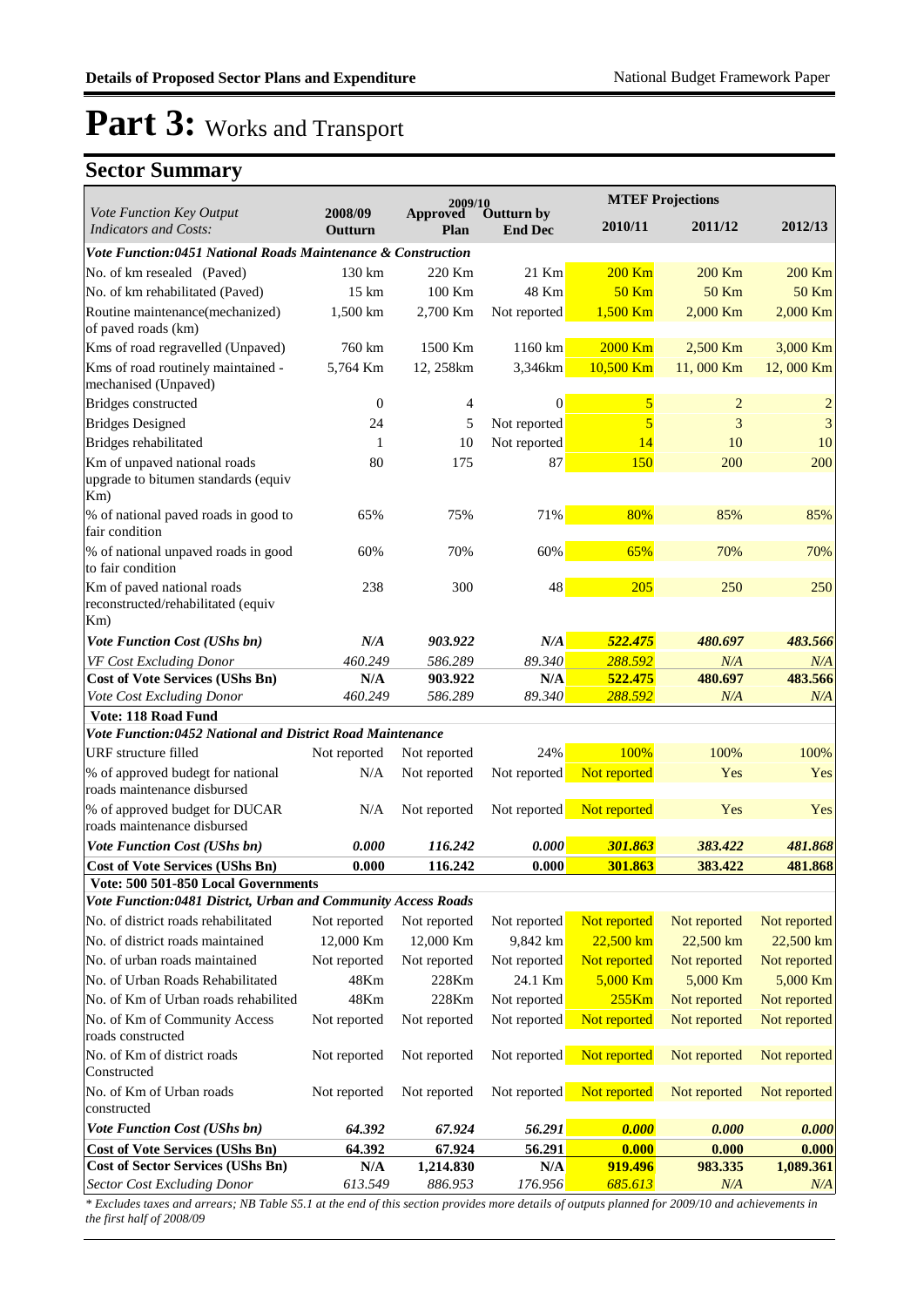# Part 3: Works and Transport

## Sector Summary

| *Vote Function Key Output Indicators and Costs:* | 2008/09 Outturn | 2009/10 Approved Plan | 2009/10 Outturn by End Dec | MTEF Projections 2010/11 | 2011/12 | 2012/13 |
|---|---|---|---|---|---|---|
| ***Vote Function:0451 National Roads Maintenance & Construction*** | | | | | | |
| No. of km resealed (Paved) | 130 km | 220 Km | 21 Km | 200 Km | 200 Km | 200 Km |
| No. of km rehabilitated (Paved) | 15 km | 100 Km | 48 Km | 50 Km | 50 Km | 50 Km |
| Routine maintenance(mechanized) of paved roads (km) | 1,500 km | 2,700 Km | Not reported | 1,500 Km | 2,000 Km | 2,000 Km |
| Kms of road regravelled (Unpaved) | 760 km | 1500 Km | 1160 km | 2000 Km | 2,500 Km | 3,000 Km |
| Kms of road routinely maintained - mechanised (Unpaved) | 5,764 Km | 12, 258km | 3,346km | 10,500 Km | 11, 000 Km | 12, 000 Km |
| Bridges constructed | 0 | 4 | 0 | 5 | 2 | 2 |
| Bridges Designed | 24 | 5 | Not reported | 5 | 3 | 3 |
| Bridges rehabilitated | 1 | 10 | Not reported | 14 | 10 | 10 |
| Km of unpaved national roads upgrade to bitumen standards (equiv Km) | 80 | 175 | 87 | 150 | 200 | 200 |
| % of national paved roads in good to fair condition | 65% | 75% | 71% | 80% | 85% | 85% |
| % of national unpaved roads in good to fair condition | 60% | 70% | 60% | 65% | 70% | 70% |
| Km of paved national roads reconstructed/rehabilitated (equiv Km) | 238 | 300 | 48 | 205 | 250 | 250 |
| ***Vote Function Cost (UShs bn)*** | ***N/A*** | ***903.922*** | ***N/A*** | ***522.475*** | ***480.697*** | ***483.566*** |
| *VF Cost Excluding Donor* | *460.249* | *586.289* | *89.340* | *288.592* | *N/A* | *N/A* |
| **Cost of Vote Services (UShs Bn)** | **N/A** | **903.922** | **N/A** | **522.475** | **480.697** | **483.566** |
| *Vote Cost Excluding Donor* | *460.249* | *586.289* | *89.340* | *288.592* | *N/A* | *N/A* |
| **Vote: 118 Road Fund** | | | | | | |
| ***Vote Function:0452 National and District Road Maintenance*** | | | | | | |
| URF structure filled | Not reported | Not reported | 24% | 100% | 100% | 100% |
| % of approved budegt for national roads maintenance disbursed | N/A | Not reported | Not reported | Not reported | Yes | Yes |
| % of approved budget for DUCAR roads maintenance disbursed | N/A | Not reported | Not reported | Not reported | Yes | Yes |
| ***Vote Function Cost (UShs bn)*** | ***0.000*** | ***116.242*** | ***0.000*** | ***301.863*** | ***383.422*** | ***481.868*** |
| **Cost of Vote Services (UShs Bn)** | **0.000** | **116.242** | **0.000** | **301.863** | **383.422** | **481.868** |
| **Vote: 500 501-850 Local Governments** | | | | | | |
| ***Vote Function:0481 District, Urban and Community Access Roads*** | | | | | | |
| No. of district roads rehabilitated | Not reported | Not reported | Not reported | Not reported | Not reported | Not reported |
| No. of district roads maintained | 12,000 Km | 12,000 Km | 9,842 km | 22,500 km | 22,500 km | 22,500 km |
| No. of urban roads maintained | Not reported | Not reported | Not reported | Not reported | Not reported | Not reported |
| No. of Urban Roads Rehabilitated | 48Km | 228Km | 24.1 Km | 5,000 Km | 5,000 Km | 5,000 Km |
| No. of Km of Urban roads rehabilited | 48Km | 228Km | Not reported | 255Km | Not reported | Not reported |
| No. of Km of Community Access roads constructed | Not reported | Not reported | Not reported | Not reported | Not reported | Not reported |
| No. of Km of district roads Constructed | Not reported | Not reported | Not reported | Not reported | Not reported | Not reported |
| No. of Km of Urban roads constructed | Not reported | Not reported | Not reported | Not reported | Not reported | Not reported |
| ***Vote Function Cost (UShs bn)*** | ***64.392*** | ***67.924*** | ***56.291*** | ***0.000*** | ***0.000*** | ***0.000*** |
| **Cost of Vote Services (UShs Bn)** | **64.392** | **67.924** | **56.291** | **0.000** | **0.000** | **0.000** |
| **Cost of Sector Services (UShs Bn)** | **N/A** | **1,214.830** | **N/A** | **919.496** | **983.335** | **1,089.361** |
| *Sector Cost Excluding Donor* | *613.549* | *886.953* | *176.956* | *685.613* | *N/A* | *N/A* |

*\* Excludes taxes and arrears; NB Table S5.1 at the end of this section provides more details of outputs planned for 2009/10 and achievements in the first half of 2008/09*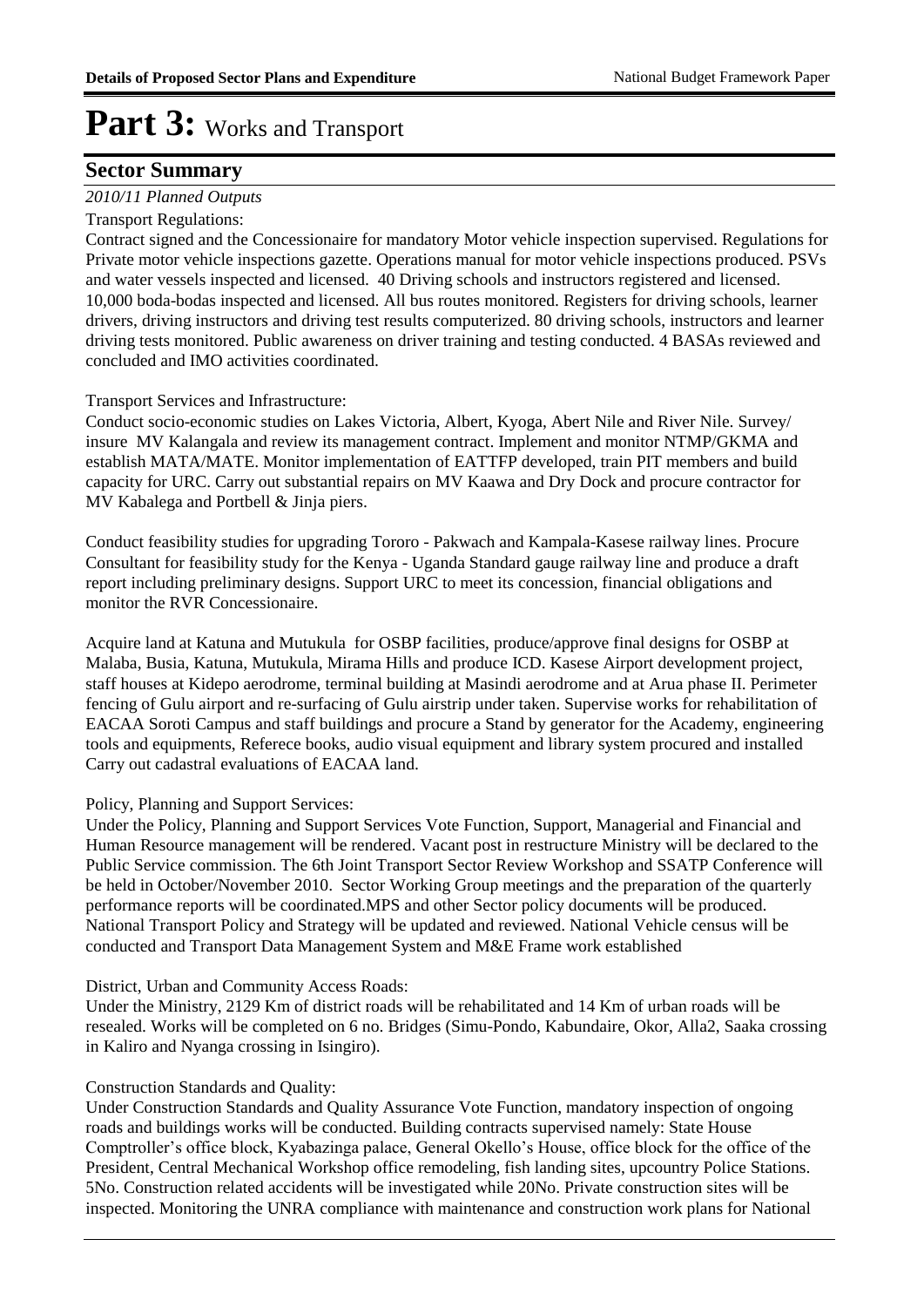# Part 3: Works and Transport

## Sector Summary

*2010/11 Planned Outputs*

Transport Regulations:

Contract signed and the Concessionaire for mandatory Motor vehicle inspection supervised. Regulations for Private motor vehicle inspections gazette. Operations manual for motor vehicle inspections produced. PSVs and water vessels inspected and licensed. 40 Driving schools and instructors registered and licensed. 10,000 boda-bodas inspected and licensed. All bus routes monitored. Registers for driving schools, learner drivers, driving instructors and driving test results computerized. 80 driving schools, instructors and learner driving tests monitored. Public awareness on driver training and testing conducted. 4 BASAs reviewed and concluded and IMO activities coordinated.

Transport Services and Infrastructure:

Conduct socio-economic studies on Lakes Victoria, Albert, Kyoga, Abert Nile and River Nile. Survey/ insure MV Kalangala and review its management contract. Implement and monitor NTMP/GKMA and establish MATA/MATE. Monitor implementation of EATTFP developed, train PIT members and build capacity for URC. Carry out substantial repairs on MV Kaawa and Dry Dock and procure contractor for MV Kabalega and Portbell & Jinja piers.

Conduct feasibility studies for upgrading Tororo - Pakwach and Kampala-Kasese railway lines. Procure Consultant for feasibility study for the Kenya - Uganda Standard gauge railway line and produce a draft report including preliminary designs. Support URC to meet its concession, financial obligations and monitor the RVR Concessionaire.

Acquire land at Katuna and Mutukula for OSBP facilities, produce/approve final designs for OSBP at Malaba, Busia, Katuna, Mutukula, Mirama Hills and produce ICD. Kasese Airport development project, staff houses at Kidepo aerodrome, terminal building at Masindi aerodrome and at Arua phase II. Perimeter fencing of Gulu airport and re-surfacing of Gulu airstrip under taken. Supervise works for rehabilitation of EACAA Soroti Campus and staff buildings and procure a Stand by generator for the Academy, engineering tools and equipments, Referece books, audio visual equipment and library system procured and installed Carry out cadastral evaluations of EACAA land.

Policy, Planning and Support Services:

Under the Policy, Planning and Support Services Vote Function, Support, Managerial and Financial and Human Resource management will be rendered. Vacant post in restructure Ministry will be declared to the Public Service commission. The 6th Joint Transport Sector Review Workshop and SSATP Conference will be held in October/November 2010. Sector Working Group meetings and the preparation of the quarterly performance reports will be coordinated.MPS and other Sector policy documents will be produced. National Transport Policy and Strategy will be updated and reviewed. National Vehicle census will be conducted and Transport Data Management System and M&E Frame work established

District, Urban and Community Access Roads:

Under the Ministry, 2129 Km of district roads will be rehabilitated and 14 Km of urban roads will be resealed. Works will be completed on 6 no. Bridges (Simu-Pondo, Kabundaire, Okor, Alla2, Saaka crossing in Kaliro and Nyanga crossing in Isingiro).

Construction Standards and Quality:

Under Construction Standards and Quality Assurance Vote Function, mandatory inspection of ongoing roads and buildings works will be conducted. Building contracts supervised namely: State House Comptroller's office block, Kyabazinga palace, General Okello's House, office block for the office of the President, Central Mechanical Workshop office remodeling, fish landing sites, upcountry Police Stations. 5No. Construction related accidents will be investigated while 20No. Private construction sites will be inspected. Monitoring the UNRA compliance with maintenance and construction work plans for National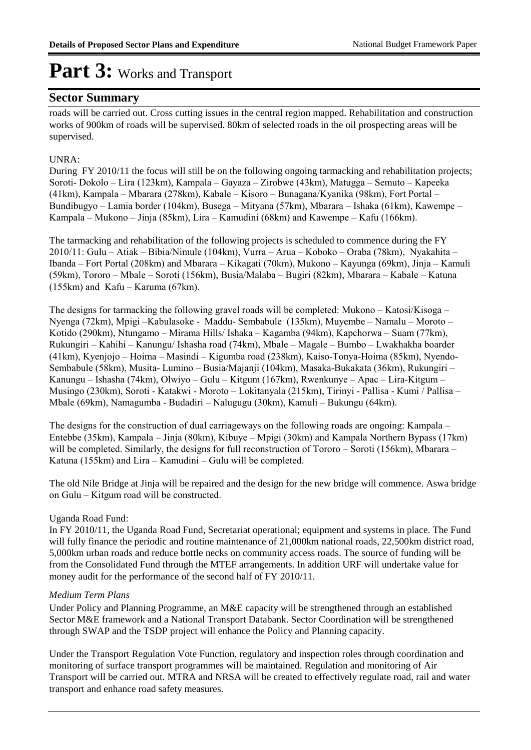# Part 3: Works and Transport

## Sector Summary

roads will be carried out. Cross cutting issues in the central region mapped. Rehabilitation and construction works of 900km of roads will be supervised. 80km of selected roads in the oil prospecting areas will be supervised.

UNRA:

During FY 2010/11 the focus will still be on the following ongoing tarmacking and rehabilitation projects; Soroti- Dokolo – Lira (123km), Kampala – Gayaza – Zirobwe (43km), Matugga – Semuto – Kapeeka (41km), Kampala – Mbarara (278km), Kabale – Kisoro – Bunagana/Kyanika (98km), Fort Portal – Bundibugyo – Lamia border (104km), Busega – Mityana (57km), Mbarara – Ishaka (61km), Kawempe – Kampala – Mukono – Jinja (85km), Lira – Kamudini (68km) and Kawempe – Kafu (166km).

The tarmacking and rehabilitation of the following projects is scheduled to commence during the FY 2010/11: Gulu – Atiak – Bibia/Nimule (104km), Vurra – Arua – Koboko – Oraba (78km), Nyakahita – Ibanda – Fort Portal (208km) and Mbarara – Kikagati (70km), Mukono – Kayunga (69km), Jinja – Kamuli (59km), Tororo – Mbale – Soroti (156km), Busia/Malaba – Bugiri (82km), Mbarara – Kabale – Katuna (155km) and Kafu – Karuma (67km).

The designs for tarmacking the following gravel roads will be completed: Mukono – Katosi/Kisoga – Nyenga (72km), Mpigi –Kabulasoke - Maddu- Sembabule (135km), Muyembe – Namalu – Moroto – Kotido (290km), Ntungamo – Mirama Hills/ Ishaka – Kagamba (94km), Kapchorwa – Suam (77km), Rukungiri – Kahihi – Kanungu/ Ishasha road (74km), Mbale – Magale – Bumbo – Lwakhakha boarder (41km), Kyenjojo – Hoima – Masindi – Kigumba road (238km), Kaiso-Tonya-Hoima (85km), Nyendo-Sembabule (58km), Musita- Lumino – Busia/Majanji (104km), Masaka-Bukakata (36km), Rukungiri – Kanungu – Ishasha (74km), Olwiyo – Gulu – Kitgum (167km), Rwenkunye – Apac – Lira-Kitgum – Musingo (230km), Soroti - Katakwi - Moroto – Lokitanyala (215km), Tirinyi - Pallisa - Kumi / Pallisa – Mbale (69km), Namagumba - Budadiri – Nalugugu (30km), Kamuli – Bukungu (64km).

The designs for the construction of dual carriageways on the following roads are ongoing: Kampala – Entebbe (35km), Kampala – Jinja (80km), Kibuye – Mpigi (30km) and Kampala Northern Bypass (17km) will be completed. Similarly, the designs for full reconstruction of Tororo – Soroti (156km), Mbarara – Katuna (155km) and Lira – Kamudini – Gulu will be completed.

The old Nile Bridge at Jinja will be repaired and the design for the new bridge will commence. Aswa bridge on Gulu – Kitgum road will be constructed.

Uganda Road Fund:

In FY 2010/11, the Uganda Road Fund, Secretariat operational; equipment and systems in place. The Fund will fully finance the periodic and routine maintenance of 21,000km national roads, 22,500km district road, 5,000km urban roads and reduce bottle necks on community access roads. The source of funding will be from the Consolidated Fund through the MTEF arrangements. In addition URF will undertake value for money audit for the performance of the second half of FY 2010/11.

*Medium Term Plans*

Under Policy and Planning Programme, an M&E capacity will be strengthened through an established Sector M&E framework and a National Transport Databank. Sector Coordination will be strengthened through SWAP and the TSDP project will enhance the Policy and Planning capacity.

Under the Transport Regulation Vote Function, regulatory and inspection roles through coordination and monitoring of surface transport programmes will be maintained. Regulation and monitoring of Air Transport will be carried out. MTRA and NRSA will be created to effectively regulate road, rail and water transport and enhance road safety measures.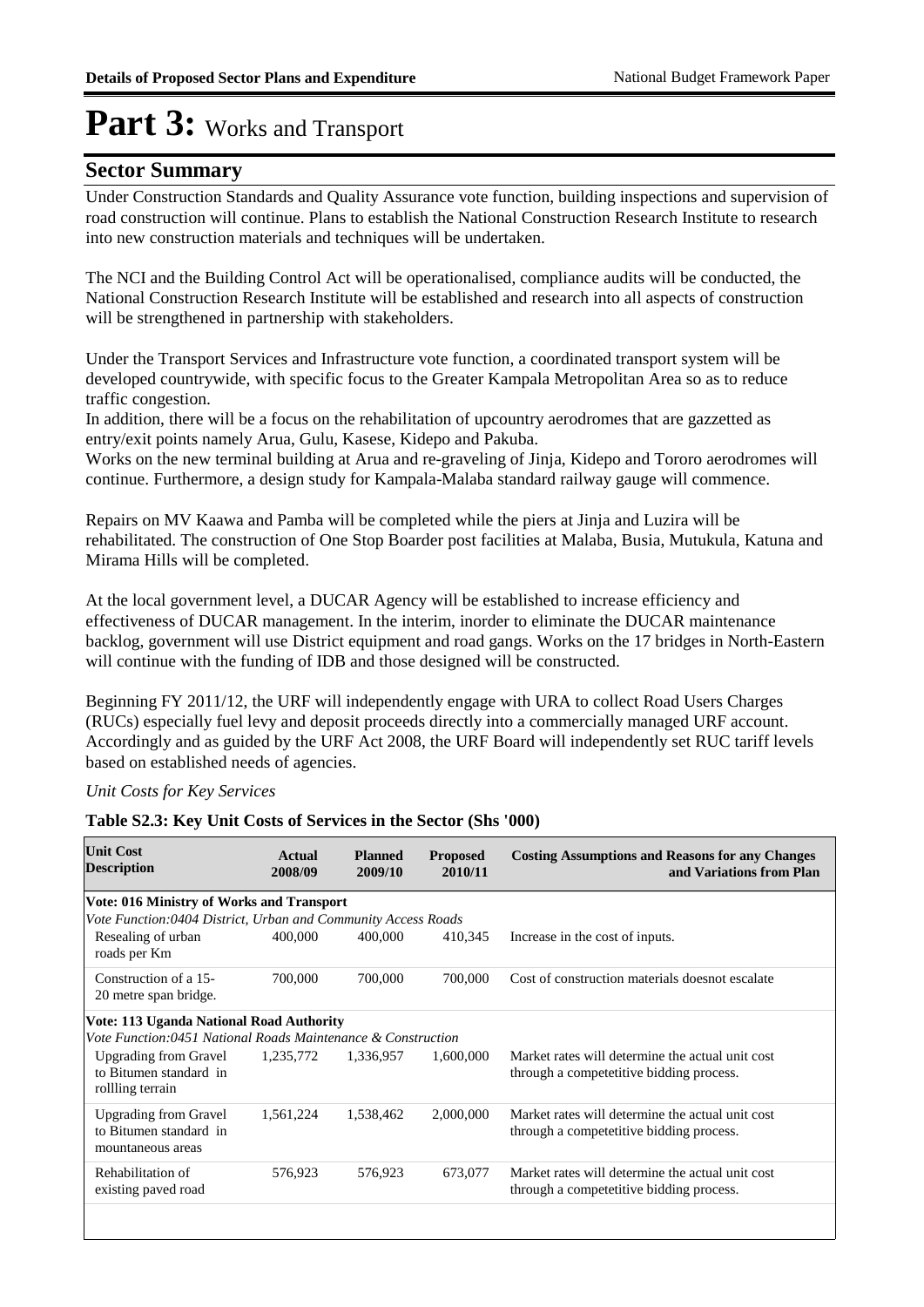# Part 3: Works and Transport

## Sector Summary

Under Construction Standards and Quality Assurance vote function, building inspections and supervision of road construction will continue. Plans to establish the National Construction Research Institute to research into new construction materials and techniques will be undertaken.

The NCI and the Building Control Act will be operationalised, compliance audits will be conducted, the National Construction Research Institute will be established and research into all aspects of construction will be strengthened in partnership with stakeholders.

Under the Transport Services and Infrastructure vote function, a coordinated transport system will be developed countrywide, with specific focus to the Greater Kampala Metropolitan Area so as to reduce traffic congestion.
In addition, there will be a focus on the rehabilitation of upcountry aerodromes that are gazzetted as entry/exit points namely Arua, Gulu, Kasese, Kidepo and Pakuba.
Works on the new terminal building at Arua and re-graveling of Jinja, Kidepo and Tororo aerodromes will continue. Furthermore, a design study for Kampala-Malaba standard railway gauge will commence.

Repairs on MV Kaawa and Pamba will be completed while the piers at Jinja and Luzira will be rehabilitated. The construction of One Stop Boarder post facilities at Malaba, Busia, Mutukula, Katuna and Mirama Hills will be completed.

At the local government level, a DUCAR Agency will be established to increase efficiency and effectiveness of DUCAR management. In the interim, inorder to eliminate the DUCAR maintenance backlog, government will use District equipment and road gangs. Works on the 17 bridges in North-Eastern will continue with the funding of IDB and those designed will be constructed.

Beginning FY 2011/12, the URF will independently engage with URA to collect Road Users Charges (RUCs) especially fuel levy and deposit proceeds directly into a commercially managed URF account. Accordingly and as guided by the URF Act 2008, the URF Board will independently set RUC tariff levels based on established needs of agencies.

*Unit Costs for Key Services*

**Table S2.3: Key Unit Costs of Services in the Sector (Shs '000)**

| Unit Cost Description | Actual 2008/09 | Planned 2009/10 | Proposed 2010/11 | Costing Assumptions and Reasons for any Changes and Variations from Plan |
|---|---|---|---|---|
| **Vote: 016 Ministry of Works and Transport** | | | | |
| *Vote Function:0404 District, Urban and Community Access Roads* | | | | |
| Resealing of urban roads per Km | 400,000 | 400,000 | 410,345 | Increase in the cost of inputs. |
| Construction of a 15-20 metre span bridge. | 700,000 | 700,000 | 700,000 | Cost of construction materials doesnot escalate |
| **Vote: 113 Uganda National Road Authority** | | | | |
| *Vote Function:0451 National Roads Maintenance & Construction* | | | | |
| Upgrading from Gravel to Bitumen standard in rollling terrain | 1,235,772 | 1,336,957 | 1,600,000 | Market rates will determine the actual unit cost through a competetitive bidding process. |
| Upgrading from Gravel to Bitumen standard in mountaneous areas | 1,561,224 | 1,538,462 | 2,000,000 | Market rates will determine the actual unit cost through a competetitive bidding process. |
| Rehabilitation of existing paved road | 576,923 | 576,923 | 673,077 | Market rates will determine the actual unit cost through a competetitive bidding process. |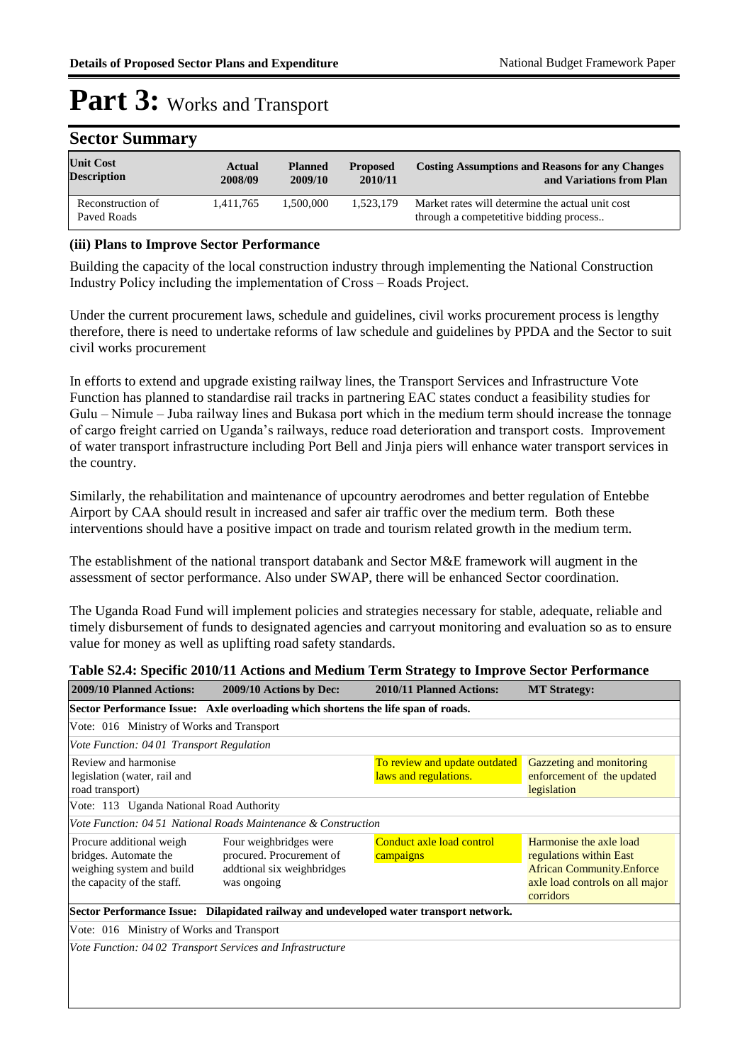# Part 3: Works and Transport

## Sector Summary

| Unit Cost Description | Actual 2008/09 | Planned 2009/10 | Proposed 2010/11 | Costing Assumptions and Reasons for any Changes and Variations from Plan |
|---|---|---|---|---|
| Reconstruction of Paved Roads | 1,411,765 | 1,500,000 | 1,523,179 | Market rates will determine the actual unit cost through a competetitive bidding process.. |

### (iii) Plans to Improve Sector Performance

Building the capacity of the local construction industry through implementing the National Construction Industry Policy including the implementation of Cross – Roads Project.

Under the current procurement laws, schedule and guidelines, civil works procurement process is lengthy therefore, there is need to undertake reforms of law schedule and guidelines by PPDA and the Sector to suit civil works procurement

In efforts to extend and upgrade existing railway lines, the Transport Services and Infrastructure Vote Function has planned to standardise rail tracks in partnering EAC states conduct a feasibility studies for Gulu – Nimule – Juba railway lines and Bukasa port which in the medium term should increase the tonnage of cargo freight carried on Uganda's railways, reduce road deterioration and transport costs. Improvement of water transport infrastructure including Port Bell and Jinja piers will enhance water transport services in the country.

Similarly, the rehabilitation and maintenance of upcountry aerodromes and better regulation of Entebbe Airport by CAA should result in increased and safer air traffic over the medium term. Both these interventions should have a positive impact on trade and tourism related growth in the medium term.

The establishment of the national transport databank and Sector M&E framework will augment in the assessment of sector performance. Also under SWAP, there will be enhanced Sector coordination.

The Uganda Road Fund will implement policies and strategies necessary for stable, adequate, reliable and timely disbursement of funds to designated agencies and carryout monitoring and evaluation so as to ensure value for money as well as uplifting road safety standards.

**Table S2.4: Specific 2010/11 Actions and Medium Term Strategy to Improve Sector Performance**

| 2009/10 Planned Actions: | 2009/10 Actions by Dec: | 2010/11 Planned Actions: | MT Strategy: |
|---|---|---|---|
| **Sector Performance Issue: Axle overloading which shortens the life span of roads.** | | | |
| Vote: 016 Ministry of Works and Transport | | | |
| *Vote Function: 04 01 Transport Regulation* | | | |
| Review and harmonise legislation (water, rail and road transport) | | To review and update outdated laws and regulations. | Gazzeting and monitoring enforcement of the updated legislation |
| Vote: 113 Uganda National Road Authority | | | |
| *Vote Function: 04 51 National Roads Maintenance & Construction* | | | |
| Procure additional weigh bridges. Automate the weighing system and build the capacity of the staff. | Four weighbridges were procured. Procurement of addtional six weighbridges was ongoing | Conduct axle load control campaigns | Harmonise the axle load regulations within East African Community.Enforce axle load controls on all major corridors |
| **Sector Performance Issue: Dilapidated railway and undeveloped water transport network.** | | | |
| Vote: 016 Ministry of Works and Transport | | | |
| *Vote Function: 04 02 Transport Services and Infrastructure* | | | |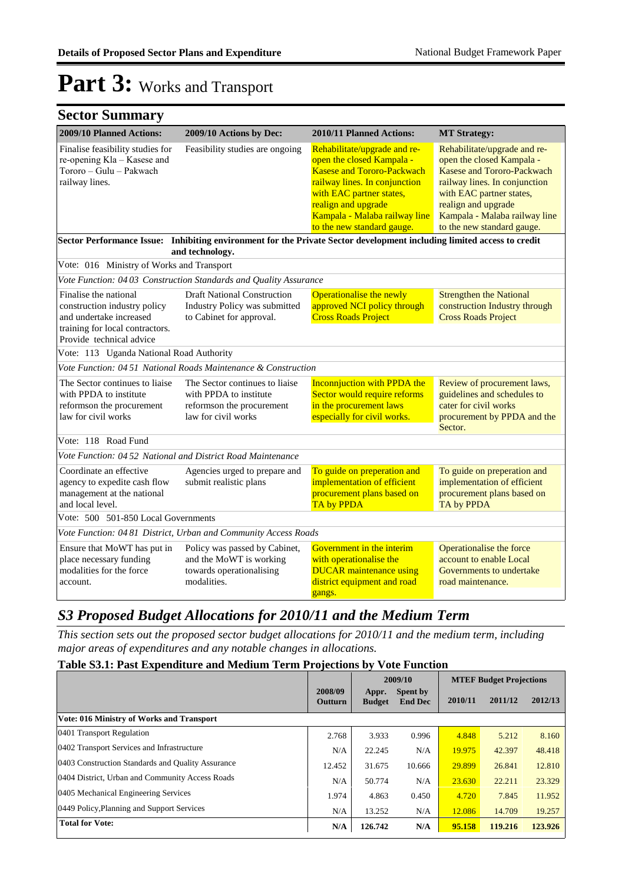# Part 3: Works and Transport

## Sector Summary

| 2009/10 Planned Actions: | 2009/10 Actions by Dec: | 2010/11 Planned Actions: | MT Strategy: |
|---|---|---|---|
| Finalise feasibility studies for re-opening Kla – Kasese and Tororo – Gulu – Pakwach railway lines. | Feasibility studies are ongoing | Rehabilitate/upgrade and re-open the closed Kampala - Kasese and Tororo-Packwach railway lines. In conjunction with EAC partner states, realign and upgrade Kampala - Malaba railway line to the new standard gauge. | Rehabilitate/upgrade and re-open the closed Kampala - Kasese and Tororo-Packwach railway lines. In conjunction with EAC partner states, realign and upgrade Kampala - Malaba railway line to the new standard gauge. |
| **Sector Performance Issue: Inhibiting environment for the Private Sector development including limited access to credit and technology.** | | | |
| Vote: 016 Ministry of Works and Transport | | | |
| *Vote Function: 04 03 Construction Standards and Quality Assurance* | | | |
| Finalise the national construction industry policy and undertake increased training for local contractors. Provide technical advice | Draft National Construction Industry Policy was submitted to Cabinet for approval. | Operationalise the newly approved NCI policy through Cross Roads Project | Strengthen the National construction Industry through Cross Roads Project |
| Vote: 113 Uganda National Road Authority | | | |
| *Vote Function: 04 51 National Roads Maintenance & Construction* | | | |
| The Sector continues to liaise with PPDA to institute reformson the procurement law for civil works | The Sector continues to liaise with PPDA to institute reformson the procurement law for civil works | Inconnjuction with PPDA the Sector would require reforms in the procurement laws especially for civil works. | Review of procurement laws, guidelines and schedules to cater for civil works procurement by PPDA and the Sector. |
| Vote: 118 Road Fund | | | |
| *Vote Function: 04 52 National and District Road Maintenance* | | | |
| Coordinate an effective agency to expedite cash flow management at the national and local level. | Agencies urged to prepare and submit realistic plans | To guide on preperation and implementation of efficient procurement plans based on TA by PPDA | To guide on preperation and implementation of efficient procurement plans based on TA by PPDA |
| Vote: 500 501-850 Local Governments | | | |
| *Vote Function: 04 81 District, Urban and Community Access Roads* | | | |
| Ensure that MoWT has put in place necessary funding modalities for the force account. | Policy was passed by Cabinet, and the MoWT is working towards operationalising modalities. | Government in the interim with operationalise the DUCAR maintenance using district equipment and road gangs. | Operationalise the force account to enable Local Governments to undertake road maintenance. |

## *S3 Proposed Budget Allocations for 2010/11 and the Medium Term*

*This section sets out the proposed sector budget allocations for 2010/11 and the medium term, including major areas of expenditures and any notable changes in allocations.*

### Table S3.1: Past Expenditure and Medium Term Projections by Vote Function

| | 2008/09 Outturn | 2009/10 Appr. Budget | 2009/10 Spent by End Dec | MTEF Budget Projections 2010/11 | 2011/12 | 2012/13 |
|---|---|---|---|---|---|---|
| **Vote: 016 Ministry of Works and Transport** | | | | | | |
| 0401 Transport Regulation | 2.768 | 3.933 | 0.996 | 4.848 | 5.212 | 8.160 |
| 0402 Transport Services and Infrastructure | N/A | 22.245 | N/A | 19.975 | 42.397 | 48.418 |
| 0403 Construction Standards and Quality Assurance | 12.452 | 31.675 | 10.666 | 29.899 | 26.841 | 12.810 |
| 0404 District, Urban and Community Access Roads | N/A | 50.774 | N/A | 23.630 | 22.211 | 23.329 |
| 0405 Mechanical Engineering Services | 1.974 | 4.863 | 0.450 | 4.720 | 7.845 | 11.952 |
| 0449 Policy,Planning and Support Services | N/A | 13.252 | N/A | 12.086 | 14.709 | 19.257 |
| **Total for Vote:** | **N/A** | **126.742** | **N/A** | **95.158** | **119.216** | **123.926** |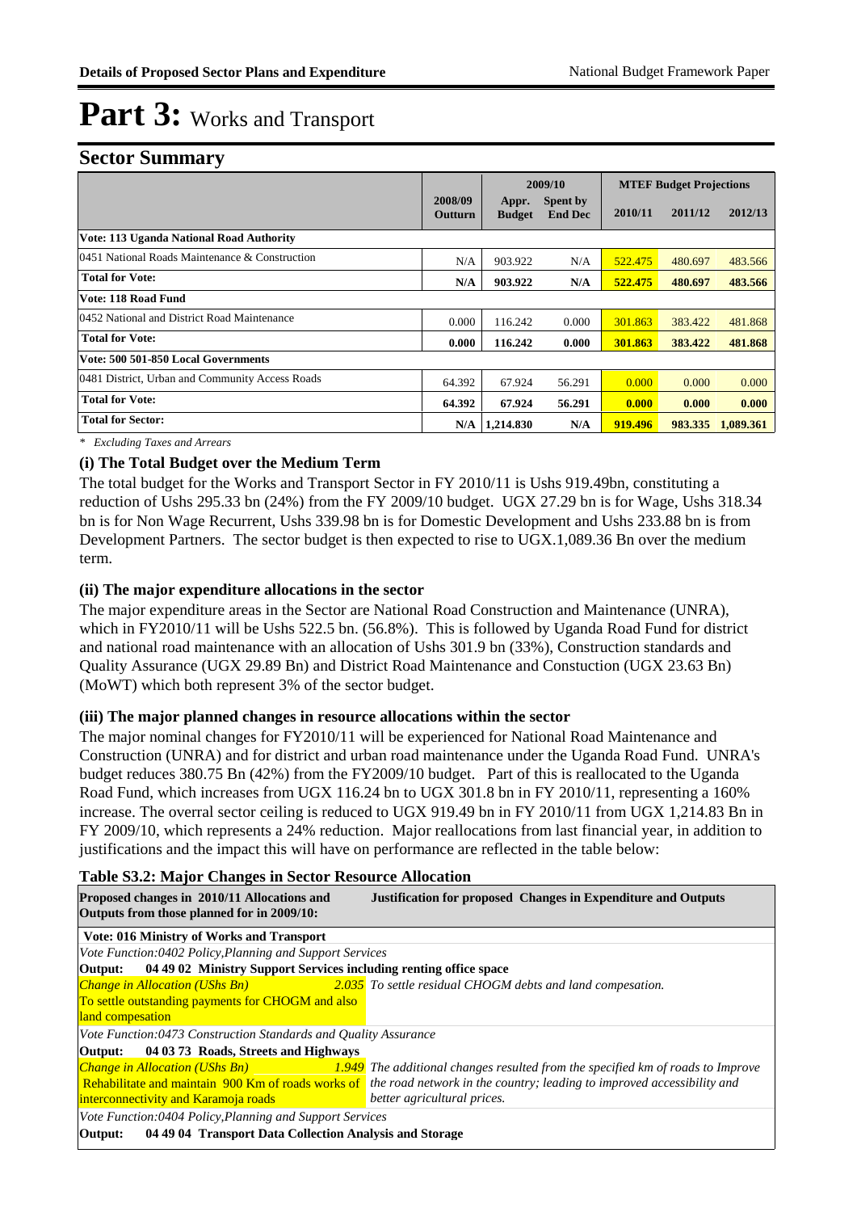# Part 3: Works and Transport

## Sector Summary

| | 2008/09 Outturn | 2009/10 Appr. Budget | 2009/10 Spent by End Dec | MTEF Budget Projections 2010/11 | 2011/12 | 2012/13 |
|---|---|---|---|---|---|---|
| **Vote: 113 Uganda National Road Authority** | | | | | | |
| 0451 National Roads Maintenance & Construction | N/A | 903.922 | N/A | 522.475 | 480.697 | 483.566 |
| **Total for Vote:** | **N/A** | **903.922** | **N/A** | **522.475** | **480.697** | **483.566** |
| **Vote: 118 Road Fund** | | | | | | |
| 0452 National and District Road Maintenance | 0.000 | 116.242 | 0.000 | 301.863 | 383.422 | 481.868 |
| **Total for Vote:** | **0.000** | **116.242** | **0.000** | **301.863** | **383.422** | **481.868** |
| **Vote: 500 501-850 Local Governments** | | | | | | |
| 0481 District, Urban and Community Access Roads | 64.392 | 67.924 | 56.291 | 0.000 | 0.000 | 0.000 |
| **Total for Vote:** | **64.392** | **67.924** | **56.291** | **0.000** | **0.000** | **0.000** |
| **Total for Sector:** | **N/A** | **1,214.830** | **N/A** | **919.496** | **983.335** | **1,089.361** |

*\* Excluding Taxes and Arrears*

### (i) The Total Budget over the Medium Term

The total budget for the Works and Transport Sector in FY 2010/11 is Ushs 919.49bn, constituting a reduction of Ushs 295.33 bn (24%) from the FY 2009/10 budget. UGX 27.29 bn is for Wage, Ushs 318.34 bn is for Non Wage Recurrent, Ushs 339.98 bn is for Domestic Development and Ushs 233.88 bn is from Development Partners. The sector budget is then expected to rise to UGX.1,089.36 Bn over the medium term.

### (ii) The major expenditure allocations in the sector

The major expenditure areas in the Sector are National Road Construction and Maintenance (UNRA), which in FY2010/11 will be Ushs 522.5 bn. (56.8%). This is followed by Uganda Road Fund for district and national road maintenance with an allocation of Ushs 301.9 bn (33%), Construction standards and Quality Assurance (UGX 29.89 Bn) and District Road Maintenance and Constuction (UGX 23.63 Bn) (MoWT) which both represent 3% of the sector budget.

### (iii) The major planned changes in resource allocations within the sector

The major nominal changes for FY2010/11 will be experienced for National Road Maintenance and Construction (UNRA) and for district and urban road maintenance under the Uganda Road Fund. UNRA's budget reduces 380.75 Bn (42%) from the FY2009/10 budget. Part of this is reallocated to the Uganda Road Fund, which increases from UGX 116.24 bn to UGX 301.8 bn in FY 2010/11, representing a 160% increase. The overral sector ceiling is reduced to UGX 919.49 bn in FY 2010/11 from UGX 1,214.83 Bn in FY 2009/10, which represents a 24% reduction. Major reallocations from last financial year, in addition to justifications and the impact this will have on performance are reflected in the table below:

**Table S3.2: Major Changes in Sector Resource Allocation**

| Proposed changes in 2010/11 Allocations and Outputs from those planned for in 2009/10: | | Justification for proposed Changes in Expenditure and Outputs |
|---|---|---|
| **Vote: 016 Ministry of Works and Transport** | | |
| *Vote Function:0402 Policy,Planning and Support Services* | | |
| **Output: 04 49 02 Ministry Support Services including renting office space** | | |
| *Change in Allocation (UShs Bn)* | *2.035* | *To settle residual CHOGM debts and land compesation.* |
| To settle outstanding payments for CHOGM and also land compesation | | |
| *Vote Function:0473 Construction Standards and Quality Assurance* | | |
| **Output: 04 03 73 Roads, Streets and Highways** | | |
| *Change in Allocation (UShs Bn)* | *1.949* | *The additional changes resulted from the specified km of roads to Improve the road network in the country; leading to improved accessibility and better agricultural prices.* |
| Rehabilitate and maintain 900 Km of roads works of interconnectivity and Karamoja roads | | |
| *Vote Function:0404 Policy,Planning and Support Services* | | |
| **Output: 04 49 04 Transport Data Collection Analysis and Storage** | | |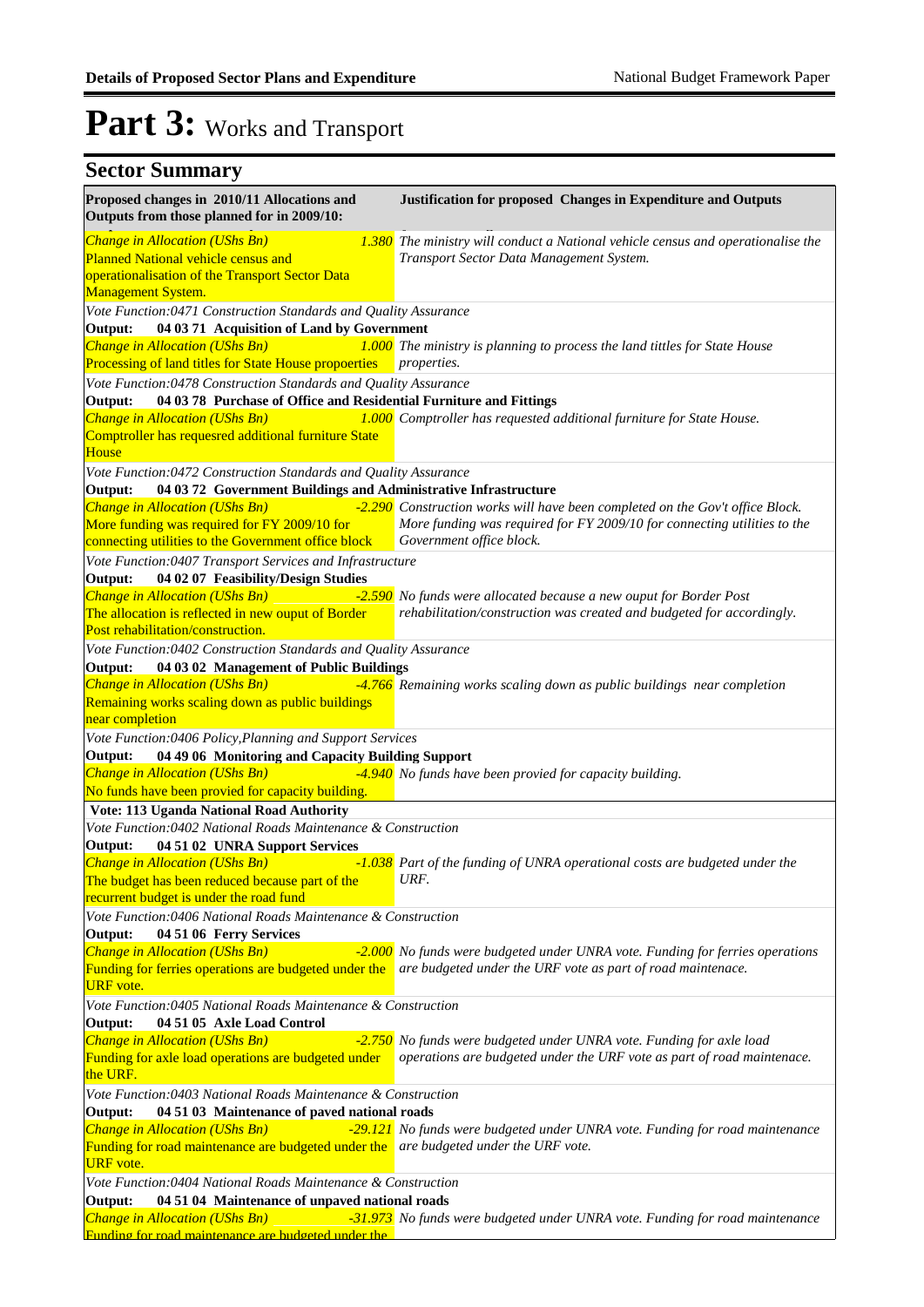# Part 3: Works and Transport

## Sector Summary

| Proposed changes in 2010/11 Allocations and Outputs from those planned for in 2009/10: | | Justification for proposed Changes in Expenditure and Outputs |
|---|---|---|
| *Change in Allocation (UShs Bn)* Planned National vehicle census and operationalisation of the Transport Sector Data Management System. | *1.380* | *The ministry will conduct a National vehicle census and operationalise the Transport Sector Data Management System.* |
| *Vote Function:0471 Construction Standards and Quality Assurance* **Output: 04 03 71 Acquisition of Land by Government** | | |
| *Change in Allocation (UShs Bn)* Processing of land titles for State House propoerties | *1.000* | *The ministry is planning to process the land tittles for State House properties.* |
| *Vote Function:0478 Construction Standards and Quality Assurance* **Output: 04 03 78 Purchase of Office and Residential Furniture and Fittings** | | |
| *Change in Allocation (UShs Bn)* Comptroller has requesred additional furniture State House | *1.000* | *Comptroller has requested additional furniture for State House.* |
| *Vote Function:0472 Construction Standards and Quality Assurance* **Output: 04 03 72 Government Buildings and Administrative Infrastructure** | | |
| *Change in Allocation (UShs Bn)* More funding was required for FY 2009/10 for connecting utilities to the Government office block | *-2.290* | *Construction works will have been completed on the Gov't office Block. More funding was required for FY 2009/10 for connecting utilities to the Government office block.* |
| *Vote Function:0407 Transport Services and Infrastructure* **Output: 04 02 07 Feasibility/Design Studies** | | |
| *Change in Allocation (UShs Bn)* The allocation is reflected in new ouput of Border Post rehabilitation/construction. | *-2.590* | *No funds were allocated because a new ouput for Border Post rehabilitation/construction was created and budgeted for accordingly.* |
| *Vote Function:0402 Construction Standards and Quality Assurance* **Output: 04 03 02 Management of Public Buildings** | | |
| *Change in Allocation (UShs Bn)* Remaining works scaling down as public buildings near completion | *-4.766* | *Remaining works scaling down as public buildings near completion* |
| *Vote Function:0406 Policy,Planning and Support Services* **Output: 04 49 06 Monitoring and Capacity Building Support** | | |
| *Change in Allocation (UShs Bn)* No funds have been provied for capacity building. | *-4.940* | *No funds have been provied for capacity building.* |
| **Vote: 113 Uganda National Road Authority** | | |
| *Vote Function:0402 National Roads Maintenance & Construction* **Output: 04 51 02 UNRA Support Services** | | |
| *Change in Allocation (UShs Bn)* The budget has been reduced because part of the recurrent budget is under the road fund | *-1.038* | *Part of the funding of UNRA operational costs are budgeted under the URF.* |
| *Vote Function:0406 National Roads Maintenance & Construction* **Output: 04 51 06 Ferry Services** | | |
| *Change in Allocation (UShs Bn)* Funding for ferries operations are budgeted under the URF vote. | *-2.000* | *No funds were budgeted under UNRA vote. Funding for ferries operations are budgeted under the URF vote as part of road maintenace.* |
| *Vote Function:0405 National Roads Maintenance & Construction* **Output: 04 51 05 Axle Load Control** | | |
| *Change in Allocation (UShs Bn)* Funding for axle load operations are budgeted under the URF. | *-2.750* | *No funds were budgeted under UNRA vote. Funding for axle load operations are budgeted under the URF vote as part of road maintenace.* |
| *Vote Function:0403 National Roads Maintenance & Construction* **Output: 04 51 03 Maintenance of paved national roads** | | |
| *Change in Allocation (UShs Bn)* Funding for road maintenance are budgeted under the URF vote. | *-29.121* | *No funds were budgeted under UNRA vote. Funding for road maintenance are budgeted under the URF vote.* |
| *Vote Function:0404 National Roads Maintenance & Construction* **Output: 04 51 04 Maintenance of unpaved national roads** | | |
| *Change in Allocation (UShs Bn)* Funding for road maintenance are budgeted under the | *-31.973* | *No funds were budgeted under UNRA vote. Funding for road maintenance* |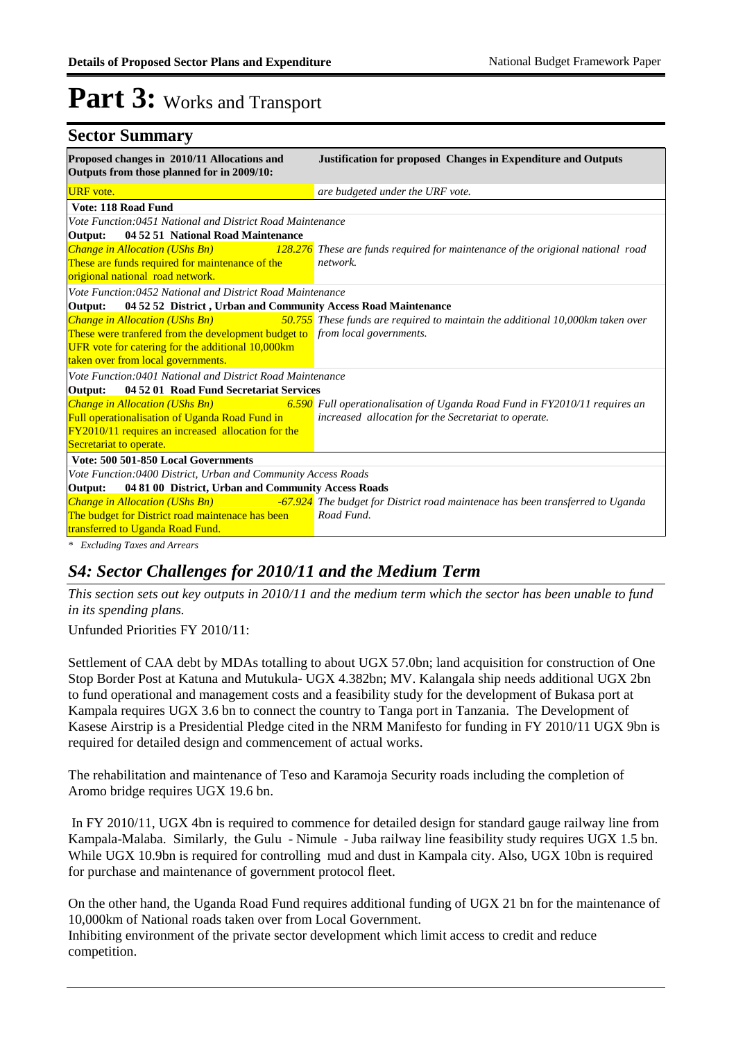# Part 3: Works and Transport

## Sector Summary

| Proposed changes in 2010/11 Allocations and Outputs from those planned for in 2009/10: | Justification for proposed Changes in Expenditure and Outputs |
|---|---|
| URF vote. | *are budgeted under the URF vote.* |
| **Vote: 118 Road Fund** | |
| *Vote Function:0451 National and District Road Maintenance* | |
| **Output: 04 52 51 National Road Maintenance** | |
| *Change in Allocation (UShs Bn)* *128.276* These are funds required for maintenance of the origional national road network. | *These are funds required for maintenance of the origional national road network.* |
| *Vote Function:0452 National and District Road Maintenance* | |
| **Output: 04 52 52 District , Urban and Community Access Road Maintenance** | |
| *Change in Allocation (UShs Bn)* *50.755* These were tranfered from the development budget to UFR vote for catering for the additional 10,000km taken over from local governments. | *These funds are required to maintain the additional 10,000km taken over from local governments.* |
| *Vote Function:0401 National and District Road Maintenance* | |
| **Output: 04 52 01 Road Fund Secretariat Services** | |
| *Change in Allocation (UShs Bn)* *6.590* Full operationalisation of Uganda Road Fund in FY2010/11 requires an increased allocation for the Secretariat to operate. | *Full operationalisation of Uganda Road Fund in FY2010/11 requires an increased allocation for the Secretariat to operate.* |
| **Vote: 500 501-850 Local Governments** | |
| *Vote Function:0400 District, Urban and Community Access Roads* | |
| **Output: 04 81 00 District, Urban and Community Access Roads** | |
| *Change in Allocation (UShs Bn)* *-67.924* The budget for District road maintenace has been transferred to Uganda Road Fund. | *The budget for District road maintenace has been transferred to Uganda Road Fund.* |

*\* Excluding Taxes and Arrears*

## *S4: Sector Challenges for 2010/11 and the Medium Term*

*This section sets out key outputs in 2010/11 and the medium term which the sector has been unable to fund in its spending plans.*

Unfunded Priorities FY 2010/11:

Settlement of CAA debt by MDAs totalling to about UGX 57.0bn; land acquisition for construction of One Stop Border Post at Katuna and Mutukula- UGX 4.382bn; MV. Kalangala ship needs additional UGX 2bn to fund operational and management costs and a feasibility study for the development of Bukasa port at Kampala requires UGX 3.6 bn to connect the country to Tanga port in Tanzania. The Development of Kasese Airstrip is a Presidential Pledge cited in the NRM Manifesto for funding in FY 2010/11 UGX 9bn is required for detailed design and commencement of actual works.

The rehabilitation and maintenance of Teso and Karamoja Security roads including the completion of Aromo bridge requires UGX 19.6 bn.

In FY 2010/11, UGX 4bn is required to commence for detailed design for standard gauge railway line from Kampala-Malaba. Similarly, the Gulu - Nimule - Juba railway line feasibility study requires UGX 1.5 bn. While UGX 10.9bn is required for controlling mud and dust in Kampala city. Also, UGX 10bn is required for purchase and maintenance of government protocol fleet.

On the other hand, the Uganda Road Fund requires additional funding of UGX 21 bn for the maintenance of 10,000km of National roads taken over from Local Government.
Inhibiting environment of the private sector development which limit access to credit and reduce competition.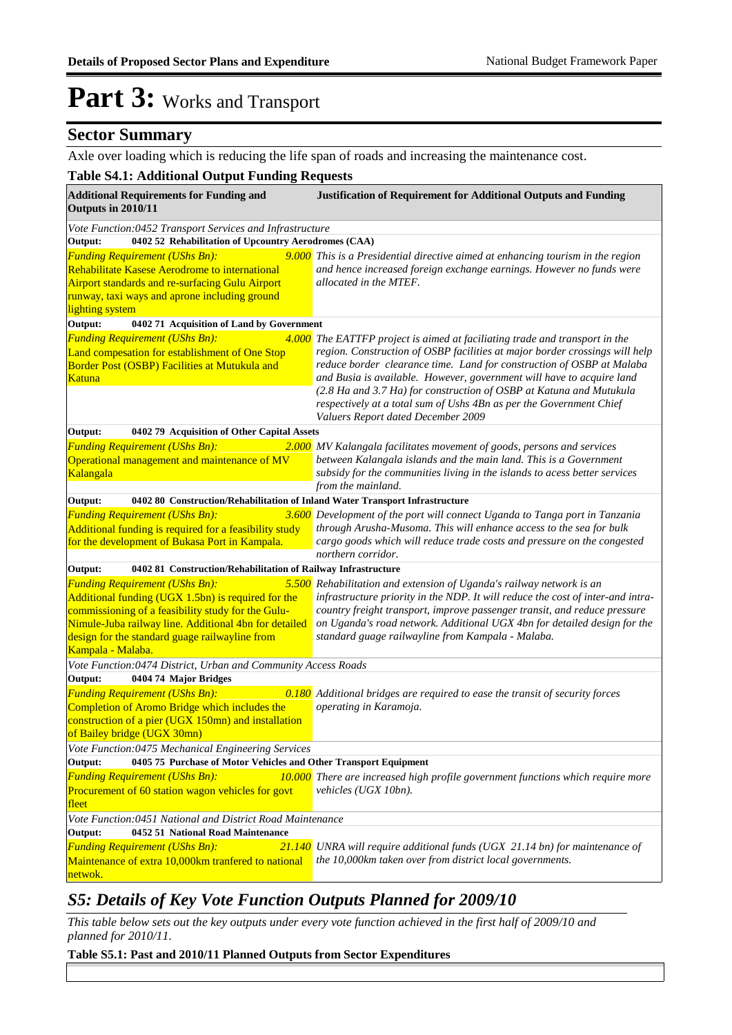# Part 3: Works and Transport

## Sector Summary

Axle over loading which is reducing the life span of roads and increasing the maintenance cost.

**Table S4.1: Additional Output Funding Requests**

| Additional Requirements for Funding and Outputs in 2010/11 | | Justification of Requirement for Additional Outputs and Funding |
|---|---|---|
| *Vote Function:0452 Transport Services and Infrastructure* | | |
| **Output: 0402 52 Rehabilitation of Upcountry Aerodromes (CAA)** | | |
| *Funding Requirement (UShs Bn):* Rehabilitaite Kasese Aerodrome to international Airport standards and re-surfacing Gulu Airport runway, taxi ways and aprone including ground lighting system | *9.000* | *This is a Presidential directive aimed at enhancing tourism in the region and hence increased foreign exchange earnings. However no funds were allocated in the MTEF.* |
| **Output: 0402 71 Acquisition of Land by Government** | | |
| *Funding Requirement (UShs Bn):* Land compesation for establishment of One Stop Border Post (OSBP) Facilities at Mutukula and Katuna | *4.000* | *The EATTFP project is aimed at faciliating trade and transport in the region. Construction of OSBP facilities at major border crossings will help reduce border clearance time. Land for construction of OSBP at Malaba and Busia is available. However, government will have to acquire land (2.8 Ha and 3.7 Ha) for construction of OSBP at Katuna and Mutukula respectively at a total sum of Ushs 4Bn as per the Government Chief Valuers Report dated December 2009* |
| **Output: 0402 79 Acquisition of Other Capital Assets** | | |
| *Funding Requirement (UShs Bn):* Operational management and maintenance of MV Kalangala | *2.000* | *MV Kalangala facilitates movement of goods, persons and services between Kalangala islands and the main land. This is a Government subsidy for the communities living in the islands to acess better services from the mainland.* |
| **Output: 0402 80 Construction/Rehabilitation of Inland Water Transport Infrastructure** | | |
| *Funding Requirement (UShs Bn):* Additional funding is required for a feasibility study for the development of Bukasa Port in Kampala. | *3.600* | *Development of the port will connect Uganda to Tanga port in Tanzania through Arusha-Musoma. This will enhance access to the sea for bulk cargo goods which will reduce trade costs and pressure on the congested northern corridor.* |
| **Output: 0402 81 Construction/Rehabilitation of Railway Infrastructure** | | |
| *Funding Requirement (UShs Bn):* Additional funding (UGX 1.5bn) is required for the commissioning of a feasibility study for the Gulu-Nimule-Juba railway line. Additional 4bn for detailed design for the standard guage railwayline from Kampala - Malaba. | *5.500* | *Rehabilitation and extension of Uganda's railway network is an infrastructure priority in the NDP. It will reduce the cost of inter-and intra-country freight transport, improve passenger transit, and reduce pressure on Uganda's road network. Additional UGX 4bn for detailed design for the standard guage railwayline from Kampala - Malaba.* |
| *Vote Function:0474 District, Urban and Community Access Roads* | | |
| **Output: 0404 74 Major Bridges** | | |
| *Funding Requirement (UShs Bn):* Completion of Aromo Bridge which includes the construction of a pier (UGX 150mn) and installation of Bailey bridge (UGX 30mn) | *0.180* | *Additional bridges are required to ease the transit of security forces operating in Karamoja.* |
| *Vote Function:0475 Mechanical Engineering Services* | | |
| **Output: 0405 75 Purchase of Motor Vehicles and Other Transport Equipment** | | |
| *Funding Requirement (UShs Bn):* Procurement of 60 station wagon vehicles for govt fleet | *10.000* | *There are increased high profile government functions which require more vehicles (UGX 10bn).* |
| *Vote Function:0451 National and District Road Maintenance* | | |
| **Output: 0452 51 National Road Maintenance** | | |
| *Funding Requirement (UShs Bn):* Maintenance of extra 10,000km tranfered to national netwok. | *21.140* | *UNRA will require additional funds (UGX 21.14 bn) for maintenance of the 10,000km taken over from district local governments.* |

## *S5: Details of Key Vote Function Outputs Planned for 2009/10*

*This table below sets out the key outputs under every vote function achieved in the first half of 2009/10 and planned for 2010/11.*

**Table S5.1: Past and 2010/11 Planned Outputs from Sector Expenditures**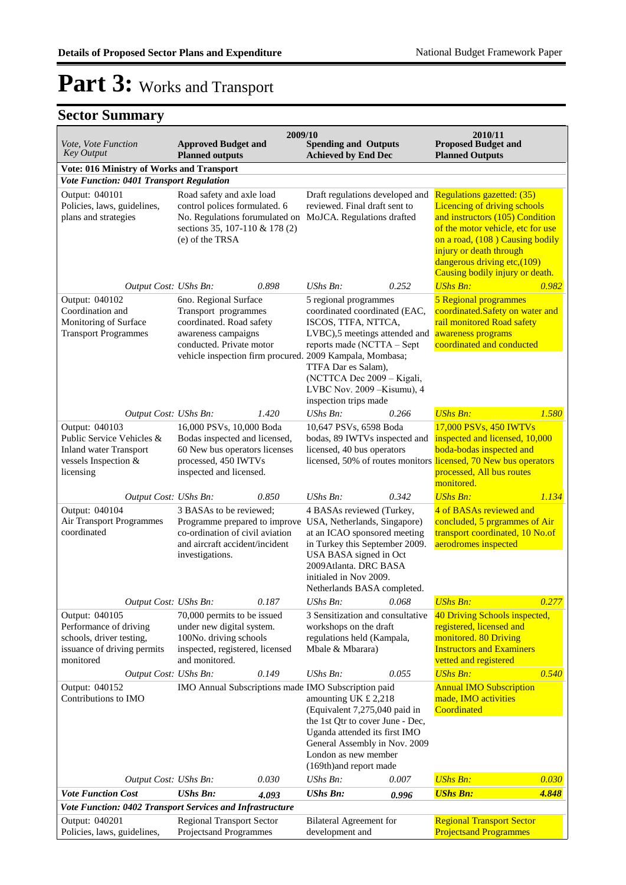# Part 3: Works and Transport

## Sector Summary

| Vote, Vote Function<br>Key Output | 2009/10<br>Approved Budget and Planned outputs | | 2009/10<br>Spending and Outputs Achieved by End Dec | | 2010/11<br>Proposed Budget and Planned Outputs | |
|---|---|---|---|---|---|---|
| **Vote: 016 Ministry of Works and Transport** | | | | | | |
| ***Vote Function: 0401 Transport Regulation*** | | | | | | |
| Output: 040101<br>Policies, laws, guidelines, plans and strategies | Road safety and axle load control polices formulated. 6 No. Regulations forumulated on sections 35, 107-110 & 178 (2) (e) of the TRSA | | Draft regulations developed and reviewed. Final draft sent to MoJCA. Regulations drafted | | Regulations gazetted: (35) Licencing of driving schools and instructors (105) Condition of the motor vehicle, etc for use on a road, (108 ) Causing bodily injury or death through dangerous driving etc,(109) Causing bodily injury or death. | |
| *Output Cost: UShs Bn:* | | *0.898* | *UShs Bn:* | *0.252* | *UShs Bn:* | *0.982* |
| Output: 040102<br>Coordination and Monitoring of Surface Transport Programmes | 6no. Regional Surface Transport programmes coordinated. Road safety awareness campaigns conducted. Private motor vehicle inspection firm procured. | | 5 regional programmes coordinated coordinated (EAC, ISCOS, TTFA, NTTCA, LVBC),5 meetings attended and reports made (NCTTA – Sept 2009 Kampala, Mombasa; TTFA Dar es Salam), (NCTTCA Dec 2009 – Kigali, LVBC Nov. 2009 –Kisumu), 4 inspection trips made | | 5 Regional programmes coordinated.Safety on water and rail monitored Road safety awareness programs coordinated and conducted | |
| *Output Cost: UShs Bn:* | | *1.420* | *UShs Bn:* | *0.266* | *UShs Bn:* | *1.580* |
| Output: 040103<br>Public Service Vehicles & Inland water Transport vessels Inspection & licensing | 16,000 PSVs, 10,000 Boda Bodas inspected and licensed, 60 New bus operators licenses processed, 450 IWTVs inspected and licensed. | | 10,647 PSVs, 6598 Boda bodas, 89 IWTVs inspected and licensed, 40 bus operators licensed, 50% of routes monitors | | 17,000 PSVs, 450 IWTVs inspected and licensed, 10,000 boda-bodas inspected and licensed, 70 New bus operators processed, All bus routes monitored. | |
| *Output Cost: UShs Bn:* | | *0.850* | *UShs Bn:* | *0.342* | *UShs Bn:* | *1.134* |
| Output: 040104<br>Air Transport Programmes coordinated | 3 BASAs to be reviewed; Programme prepared to improve co-ordination of civil aviation and aircraft accident/incident investigations. | | 4 BASAs reviewed (Turkey, USA, Netherlands, Singapore) at an ICAO sponsored meeting in Turkey this September 2009. USA BASA signed in Oct 2009Atlanta. DRC BASA initialed in Nov 2009. Netherlands BASA completed. | | 4 of BASAs reviewed and concluded, 5 prgrammes of Air transport coordinated, 10 No.of aerodromes inspected | |
| *Output Cost: UShs Bn:* | | *0.187* | *UShs Bn:* | *0.068* | *UShs Bn:* | *0.277* |
| Output: 040105<br>Performance of driving schools, driver testing, issuance of driving permits monitored | 70,000 permits to be issued under new digital system. 100No. driving schools inspected, registered, licensed and monitored. | | 3 Sensitization and consultative workshops on the draft regulations held (Kampala, Mbale & Mbarara) | | 40 Driving Schools inspected, registered, licensed and monitored. 80 Driving Instructors and Examiners vetted and registered | |
| *Output Cost: UShs Bn:* | | *0.149* | *UShs Bn:* | *0.055* | *UShs Bn:* | *0.540* |
| Output: 040152<br>Contributions to IMO | IMO Annual Subscriptions made | | IMO Subscription paid amounting UK £ 2,218 (Equivalent 7,275,040 paid in the 1st Qtr to cover June - Dec, Uganda attended its first IMO General Assembly in Nov. 2009 London as new member (169th)and report made | | Annual IMO Subscription made, IMO activities Coordinated | |
| *Output Cost: UShs Bn:* | | *0.030* | *UShs Bn:* | *0.007* | *UShs Bn:* | *0.030* |
| ***Vote Function Cost*** | ***UShs Bn:*** | ***4.093*** | ***UShs Bn:*** | ***0.996*** | ***UShs Bn:*** | ***4.848*** |
| ***Vote Function: 0402 Transport Services and Infrastructure*** | | | | | | |
| Output: 040201<br>Policies, laws, guidelines, | Regional Transport Sector Projectsand Programmes | | Bilateral Agreement for development and | | Regional Transport Sector Projectsand Programmes | |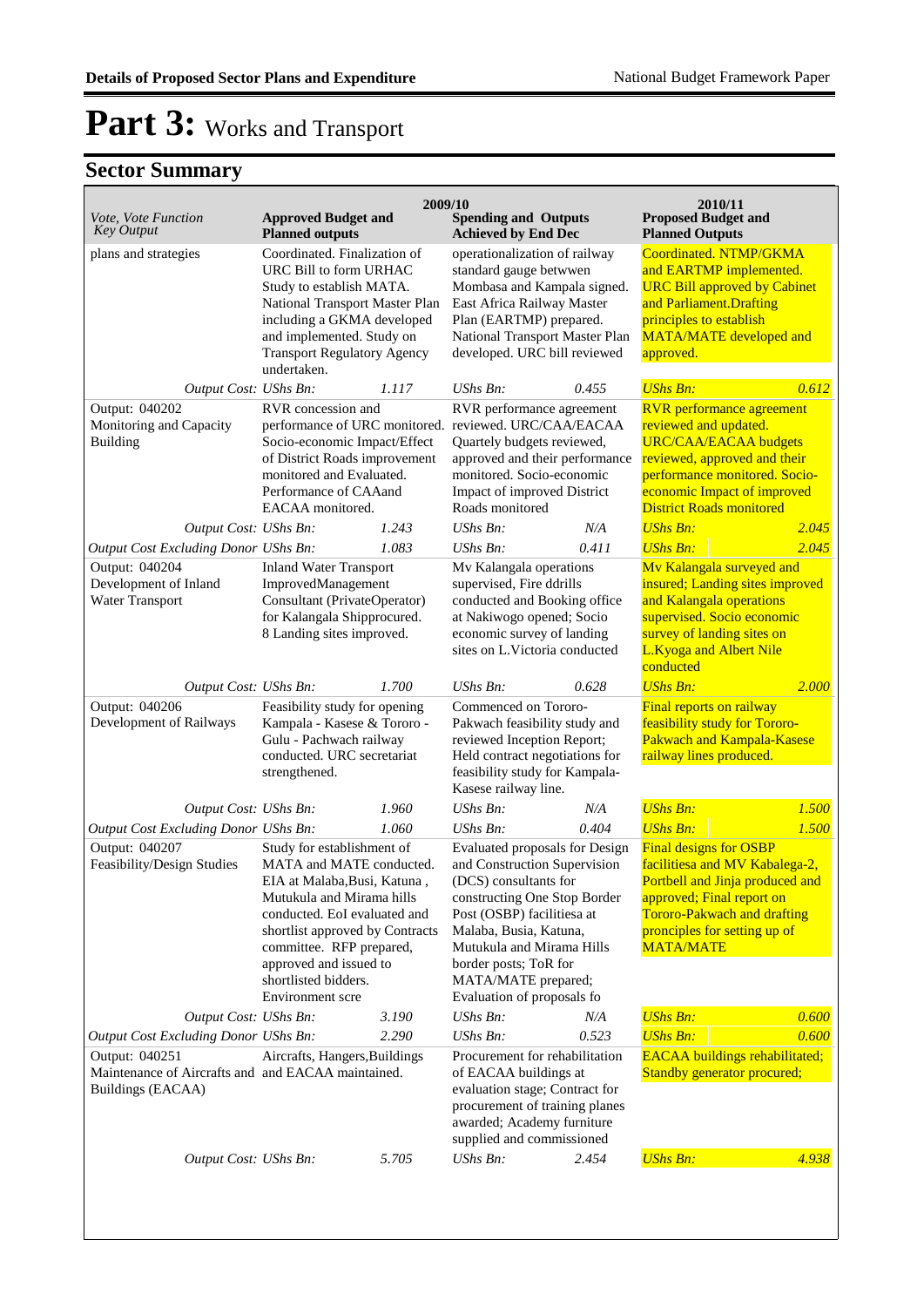# Part 3: Works and Transport

## Sector Summary

| Vote, Vote Function Key Output | 2009/10 Approved Budget and Planned outputs | | 2009/10 Spending and Outputs Achieved by End Dec | | 2010/11 Proposed Budget and Planned Outputs | |
|---|---|---|---|---|---|---|
| plans and strategies | Coordinated. Finalization of URC Bill to form URHAC Study to establish MATA. National Transport Master Plan including a GKMA developed and implemented. Study on Transport Regulatory Agency undertaken. | | operationalization of railway standard gauge betwwen Mombasa and Kampala signed. East Africa Railway Master Plan (EARTMP) prepared. National Transport Master Plan developed. URC bill reviewed | | Coordinated. NTMP/GKMA and EARTMP implemented. URC Bill approved by Cabinet and Parliament.Drafting principles to establish MATA/MATE developed and approved. | |
| *Output Cost:* | *UShs Bn:* | *1.117* | *UShs Bn:* | *0.455* | *UShs Bn:* | *0.612* |
| Output: 040202 Monitoring and Capacity Building | RVR concession and performance of URC monitored. Socio-economic Impact/Effect of District Roads improvement monitored and Evaluated. Performance of CAAand EACAA monitored. | | RVR performance agreement reviewed. URC/CAA/EACAA Quartely budgets reviewed, approved and their performance monitored. Socio-economic Impact of improved District Roads monitored | | RVR performance agreement reviewed and updated. URC/CAA/EACAA budgets reviewed, approved and their performance monitored. Socio-economic Impact of improved District Roads monitored | |
| *Output Cost:* | *UShs Bn:* | *1.243* | *UShs Bn:* | *N/A* | *UShs Bn:* | *2.045* |
| *Output Cost Excluding Donor* | *UShs Bn:* | *1.083* | *UShs Bn:* | *0.411* | *UShs Bn:* | *2.045* |
| Output: 040204 Development of Inland Water Transport | Inland Water Transport ImprovedManagement Consultant (PrivateOperator) for Kalangala Shipprocured. 8 Landing sites improved. | | Mv Kalangala operations supervised, Fire ddrills conducted and Booking office at Nakiwogo opened; Socio economic survey of landing sites on L.Victoria conducted | | Mv Kalangala surveyed and insured; Landing sites improved and Kalangala operations supervised. Socio economic survey of landing sites on L.Kyoga and Albert Nile conducted | |
| *Output Cost:* | *UShs Bn:* | *1.700* | *UShs Bn:* | *0.628* | *UShs Bn:* | *2.000* |
| Output: 040206 Development of Railways | Feasibility study for opening Kampala - Kasese & Tororo - Gulu - Pachwach railway conducted. URC secretariat strengthened. | | Commenced on Tororo-Pakwach feasibility study and reviewed Inception Report; Held contract negotiations for feasibility study for Kampala-Kasese railway line. | | Final reports on railway feasibility study for Tororo-Pakwach and Kampala-Kasese railway lines produced. | |
| *Output Cost:* | *UShs Bn:* | *1.960* | *UShs Bn:* | *N/A* | *UShs Bn:* | *1.500* |
| *Output Cost Excluding Donor* | *UShs Bn:* | *1.060* | *UShs Bn:* | *0.404* | *UShs Bn:* | *1.500* |
| Output: 040207 Feasibility/Design Studies | Study for establishment of MATA and MATE conducted. EIA at Malaba,Busi, Katuna , Mutukula and Mirama hills conducted. EoI evaluated and shortlist approved by Contracts committee. RFP prepared, approved and issued to shortlisted bidders. Environment scre | | Evaluated proposals for Design and Construction Supervision (DCS) consultants for constructing One Stop Border Post (OSBP) facilitiesa at Malaba, Busia, Katuna, Mutukula and Mirama Hills border posts; ToR for MATA/MATE prepared; Evaluation of proposals fo | | Final designs for OSBP facilitiesa and MV Kabalega-2, Portbell and Jinja produced and approved; Final report on Tororo-Pakwach and drafting pronciples for setting up of MATA/MATE | |
| *Output Cost:* | *UShs Bn:* | *3.190* | *UShs Bn:* | *N/A* | *UShs Bn:* | *0.600* |
| *Output Cost Excluding Donor* | *UShs Bn:* | *2.290* | *UShs Bn:* | *0.523* | *UShs Bn:* | *0.600* |
| Output: 040251 Maintenance of Aircrafts and Buildings (EACAA) | Aircrafts, Hangers,Buildings and EACAA maintained. | | Procurement for rehabilitation of EACAA buildings at evaluation stage; Contract for procurement of training planes awarded; Academy furniture supplied and commissioned | | EACAA buildings rehabilitated; Standby generator procured; | |
| *Output Cost:* | *UShs Bn:* | *5.705* | *UShs Bn:* | *2.454* | *UShs Bn:* | *4.938* |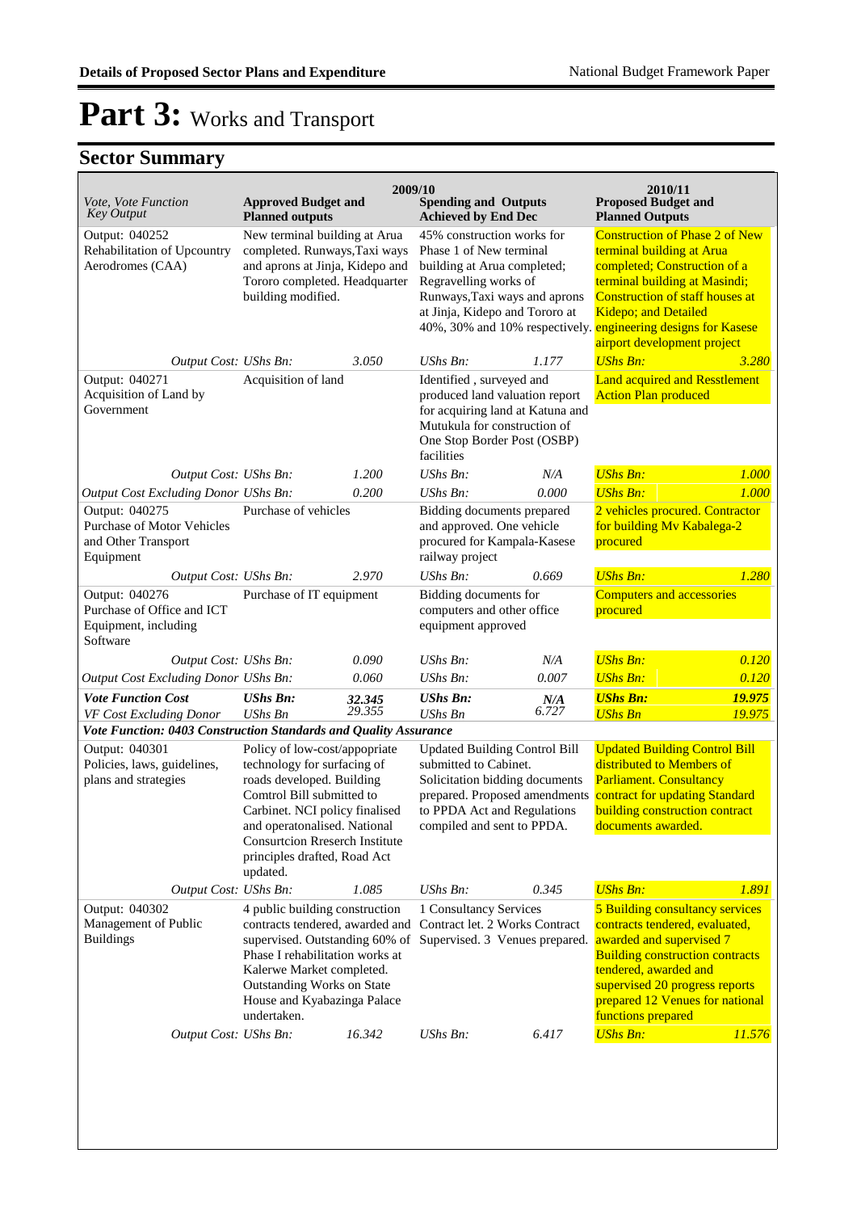# Part 3: Works and Transport

## Sector Summary

| Vote, Vote Function Key Output | 2009/10 Approved Budget and Planned outputs | | 2009/10 Spending and Outputs Achieved by End Dec | | 2010/11 Proposed Budget and Planned Outputs | |
|---|---|---|---|---|---|---|
| Output: 040252 Rehabilitation of Upcountry Aerodromes (CAA) | New terminal building at Arua completed. Runways,Taxi ways and aprons at Jinja, Kidepo and Tororo completed. Headquarter building modified. | | 45% construction works for Phase 1 of New terminal building at Arua completed; Regravelling works of Runways,Taxi ways and aprons at Jinja, Kidepo and Tororo at 40%, 30% and 10% respectively. | | Construction of Phase 2 of New terminal building at Arua completed; Construction of a terminal building at Masindi; Construction of staff houses at Kidepo; and Detailed engineering designs for Kasese airport development project | |
| *Output Cost:* | *UShs Bn:* | *3.050* | *UShs Bn:* | *1.177* | *UShs Bn:* | *3.280* |
| Output: 040271 Acquisition of Land by Government | Acquisition of land | | Identified , surveyed and produced land valuation report for acquiring land at Katuna and Mutukula for construction of One Stop Border Post (OSBP) facilities | | Land acquired and Resstlement Action Plan produced | |
| *Output Cost:* | *UShs Bn:* | *1.200* | *UShs Bn:* | *N/A* | *UShs Bn:* | *1.000* |
| *Output Cost Excluding Donor* | *UShs Bn:* | *0.200* | *UShs Bn:* | *0.000* | *UShs Bn:* | *1.000* |
| Output: 040275 Purchase of Motor Vehicles and Other Transport Equipment | Purchase of vehicles | | Bidding documents prepared and approved. One vehicle procured for Kampala-Kasese railway project | | 2 vehicles procured. Contractor for building Mv Kabalega-2 procured | |
| *Output Cost:* | *UShs Bn:* | *2.970* | *UShs Bn:* | *0.669* | *UShs Bn:* | *1.280* |
| Output: 040276 Purchase of Office and ICT Equipment, including Software | Purchase of IT equipment | | Bidding documents for computers and other office equipment approved | | Computers and accessories procured | |
| *Output Cost:* | *UShs Bn:* | *0.090* | *UShs Bn:* | *N/A* | *UShs Bn:* | *0.120* |
| *Output Cost Excluding Donor* | *UShs Bn:* | *0.060* | *UShs Bn:* | *0.007* | *UShs Bn:* | *0.120* |
| ***Vote Function Cost*** | ***UShs Bn:*** | ***32.345*** | ***UShs Bn:*** | ***N/A*** | ***UShs Bn:*** | ***19.975*** |
| *VF Cost Excluding Donor* | *UShs Bn* | *29.355* | *UShs Bn* | *6.727* | *UShs Bn* | *19.975* |
| ***Vote Function: 0403 Construction Standards and Quality Assurance*** | | | | | | |
| Output: 040301 Policies, laws, guidelines, plans and strategies | Policy of low-cost/appopriate technology for surfacing of roads developed. Building Comtrol Bill submitted to Carbinet. NCI policy finalised and operatonalised. National Consurtcion Rreserch Institute principles drafted, Road Act updated. | | Updated Building Control Bill submitted to Cabinet. Solicitation bidding documents prepared. Proposed amendments to PPDA Act and Regulations compiled and sent to PPDA. | | Updated Building Control Bill distributed to Members of Parliament. Consultancy contract for updating Standard building construction contract documents awarded. | |
| *Output Cost:* | *UShs Bn:* | *1.085* | *UShs Bn:* | *0.345* | *UShs Bn:* | *1.891* |
| Output: 040302 Management of Public Buildings | 4 public building construction contracts tendered, awarded and supervised. Outstanding 60% of Phase I rehabilitation works at Kalerwe Market completed. Outstanding Works on State House and Kyabazinga Palace undertaken. | | 1 Consultancy Services Contract let. 2 Works Contract Supervised. 3 Venues prepared. | | 5 Building consultancy services contracts tendered, evaluated, awarded and supervised 7 Building construction contracts tendered, awarded and supervised 20 progress reports prepared 12 Venues for national functions prepared | |
| *Output Cost:* | *UShs Bn:* | *16.342* | *UShs Bn:* | *6.417* | *UShs Bn:* | *11.576* |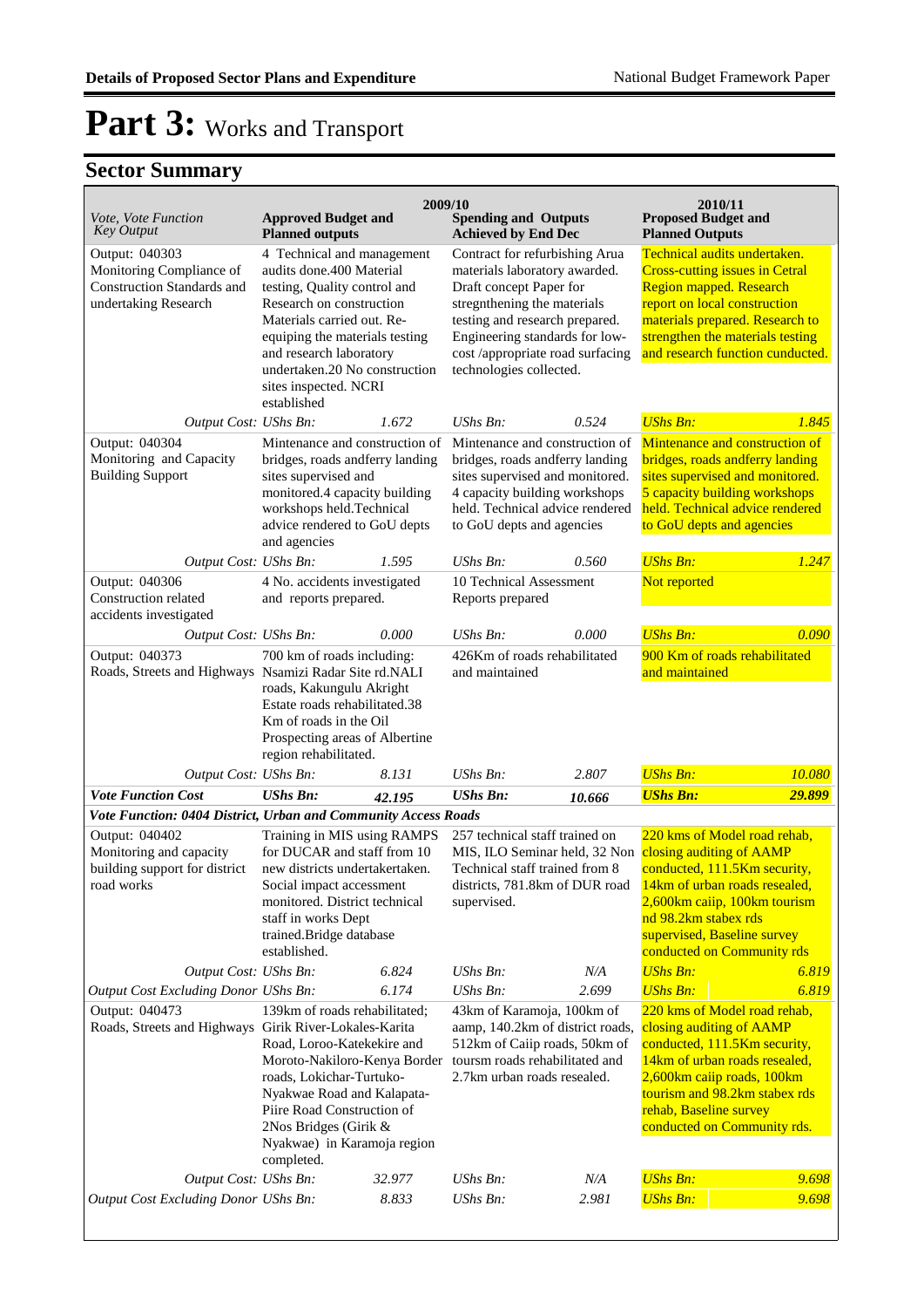# Part 3: Works and Transport

## Sector Summary

| Vote, Vote Function Key Output | 2009/10 Approved Budget and Planned outputs | | 2009/10 Spending and Outputs Achieved by End Dec | | 2010/11 Proposed Budget and Planned Outputs | |
|---|---|---|---|---|---|---|
| Output: 040303 Monitoring Compliance of Construction Standards and undertaking Research | 4 Technical and management audits done.400 Material testing, Quality control and Research on construction Materials carried out. Re-equiping the materials testing and research laboratory undertaken.20 No construction sites inspected. NCRI established | | Contract for refurbishing Arua materials laboratory awarded. Draft concept Paper for stregnthening the materials testing and research prepared. Engineering standards for low-cost /appropriate road surfacing technologies collected. | | Technical audits undertaken. Cross-cutting issues in Cetral Region mapped. Research report on local construction materials prepared. Research to strengthen the materials testing and research function cunducted. | |
| *Output Cost:* | *UShs Bn:* | *1.672* | *UShs Bn:* | *0.524* | *UShs Bn:* | *1.845* |
| Output: 040304 Monitoring and Capacity Building Support | Mintenance and construction of bridges, roads andferry landing sites supervised and monitored.4 capacity building workshops held.Technical advice rendered to GoU depts and agencies | | Mintenance and construction of bridges, roads andferry landing sites supervised and monitored. 4 capacity building workshops held. Technical advice rendered to GoU depts and agencies | | Mintenance and construction of bridges, roads andferry landing sites supervised and monitored. 5 capacity building workshops held. Technical advice rendered to GoU depts and agencies | |
| *Output Cost:* | *UShs Bn:* | *1.595* | *UShs Bn:* | *0.560* | *UShs Bn:* | *1.247* |
| Output: 040306 Construction related accidents investigated | 4 No. accidents investigated and reports prepared. | | 10 Technical Assessment Reports prepared | | Not reported | |
| *Output Cost:* | *UShs Bn:* | *0.000* | *UShs Bn:* | *0.000* | *UShs Bn:* | *0.090* |
| Output: 040373 Roads, Streets and Highways | 700 km of roads including: Nsamizi Radar Site rd.NALI roads, Kakungulu Akright Estate roads rehabilitated.38 Km of roads in the Oil Prospecting areas of Albertine region rehabilitated. | | 426Km of roads rehabilitated and maintained | | 900 Km of roads rehabilitated and maintained | |
| *Output Cost:* | *UShs Bn:* | *8.131* | *UShs Bn:* | *2.807* | *UShs Bn:* | *10.080* |
| ***Vote Function Cost*** | ***UShs Bn:*** | ***42.195*** | ***UShs Bn:*** | ***10.666*** | ***UShs Bn:*** | ***29.899*** |
| ***Vote Function: 0404 District, Urban and Community Access Roads*** | | | | | | |
| Output: 040402 Monitoring and capacity building support for district road works | Training in MIS using RAMPS for DUCAR and staff from 10 new districts undertakertaken. Social impact accessment monitored. District technical staff in works Dept trained.Bridge database established. | | 257 technical staff trained on MIS, ILO Seminar held, 32 Non Technical staff trained from 8 districts, 781.8km of DUR road supervised. | | 220 kms of Model road rehab, closing auditing of AAMP conducted, 111.5Km security, 14km of urban roads resealed, 2,600km caiip, 100km tourism nd 98.2km stabex rds supervised, Baseline survey conducted on Community rds | |
| *Output Cost:* | *UShs Bn:* | *6.824* | *UShs Bn:* | *N/A* | *UShs Bn:* | *6.819* |
| *Output Cost Excluding Donor* | *UShs Bn:* | *6.174* | *UShs Bn:* | *2.699* | *UShs Bn:* | *6.819* |
| Output: 040473 Roads, Streets and Highways | 139km of roads rehabilitated; Girik River-Lokales-Karita Road, Loroo-Katekekire and Moroto-Nakiloro-Kenya Border roads, Lokichar-Turtuko-Nyakwae Road and Kalapata-Piire Road Construction of 2Nos Bridges (Girik & Nyakwae) in Karamoja region completed. | | 43km of Karamoja, 100km of aamp, 140.2km of district roads, 512km of Caiip roads, 50km of toursm roads rehabilitated and 2.7km urban roads resealed. | | 220 kms of Model road rehab, closing auditing of AAMP conducted, 111.5Km security, 14km of urban roads resealed, 2,600km caiip roads, 100km tourism and 98.2km stabex rds rehab, Baseline survey conducted on Community rds. | |
| *Output Cost:* | *UShs Bn:* | *32.977* | *UShs Bn:* | *N/A* | *UShs Bn:* | *9.698* |
| *Output Cost Excluding Donor* | *UShs Bn:* | *8.833* | *UShs Bn:* | *2.981* | *UShs Bn:* | *9.698* |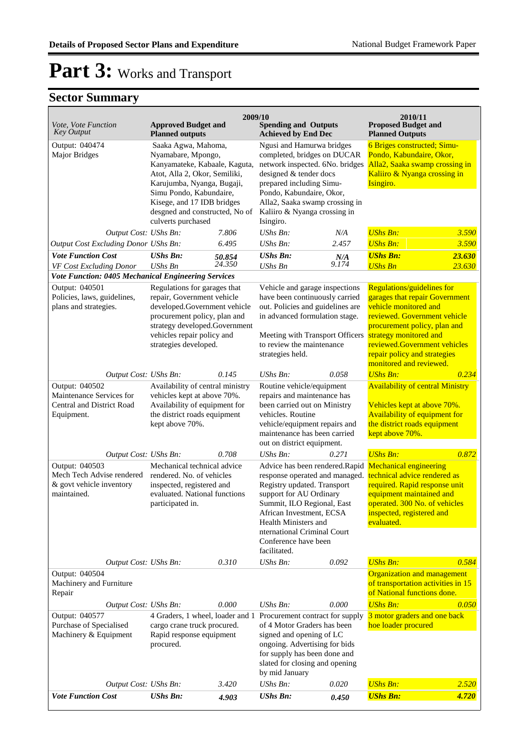# Part 3: Works and Transport

## Sector Summary

| Vote, Vote Function Key Output | 2009/10 Approved Budget and Planned outputs | | 2009/10 Spending and Outputs Achieved by End Dec | | 2010/11 Proposed Budget and Planned Outputs | |
|---|---|---|---|---|---|---|
| Output: 040474 Major Bridges | Saaka Agwa, Mahoma, Nyamabare, Mpongo, Kanyamateke, Kabaale, Kaguta, Atot, Alla 2, Okor, Semiliki, Karujumba, Nyanga, Bugaji, Simu Pondo, Kabundaire, Kisege, and 17 IDB bridges desgned and constructed, No of culverts purchased | | Ngusi and Hamurwa bridges completed, bridges on DUCAR network inspected. 6No. bridges designed & tender docs prepared including Simu-Pondo, Kabundaire, Okor, Alla2, Saaka swamp crossing in Kaliiro & Nyanga crossing in Isingiro. | | 6 Briges constructed; Simu-Pondo, Kabundaire, Okor, Alla2, Saaka swamp crossing in Kaliiro & Nyanga crossing in Isingiro. | |
| *Output Cost:* | *UShs Bn:* | *7.806* | *UShs Bn:* | *N/A* | *UShs Bn:* | *3.590* |
| *Output Cost Excluding Donor* | *UShs Bn:* | *6.495* | *UShs Bn:* | *2.457* | *UShs Bn:* | *3.590* |
| ***Vote Function Cost*** | ***UShs Bn:*** | ***50.854*** | ***UShs Bn:*** | ***N/A*** | ***UShs Bn:*** | ***23.630*** |
| *VF Cost Excluding Donor* | *UShs Bn* | *24.350* | *UShs Bn* | *9.174* | *UShs Bn* | *23.630* |
| ***Vote Function: 0405 Mechanical Engineering Services*** | | | | | | |
| Output: 040501 Policies, laws, guidelines, plans and strategies. | Regulations for garages that repair, Government vehicle developed.Government vehicle procurement policy, plan and strategy developed.Government vehicles repair policy and strategies developed. | | Vehicle and garage inspections have been continuously carried out. Policies and guidelines are in advanced formulation stage.<br><br>Meeting with Transport Officers to review the maintenance strategies held. | | Regulations/guidelines for garages that repair Government vehicle monitored and reviewed. Government vehicle procurement policy, plan and strategy monitored and reviewed.Government vehicles repair policy and strategies monitored and reviewed. | |
| *Output Cost:* | *UShs Bn:* | *0.145* | *UShs Bn:* | *0.058* | *UShs Bn:* | *0.234* |
| Output: 040502 Maintenance Services for Central and District Road Equipment. | Availability of central ministry vehicles kept at above 70%. Availability of equipment for the district roads equipment kept above 70%. | | Routine vehicle/equipment repairs and maintenance has been carried out on Ministry vehicles. Routine vehicle/equipment repairs and maintenance has been carried out on district equipment. | | Availability of central Ministry<br><br>Vehicles kept at above 70%. Availability of equipment for the district roads equipment kept above 70%. | |
| *Output Cost:* | *UShs Bn:* | *0.708* | *UShs Bn:* | *0.271* | *UShs Bn:* | *0.872* |
| Output: 040503 Mech Tech Advise rendered & govt vehicle inventory maintained. | Mechanical technical advice rendered. No. of vehicles inspected, registered and evaluated. National functions participated in. | | Advice has been rendered.Rapid response operated and managed. Registry updated. Transport support for AU Ordinary Summit, ILO Regional, East African Investment, ECSA Health Ministers and nternational Criminal Court Conference have been facilitated. | | Mechanical engineering technical advice rendered as required. Rapid response unit equipment maintained and operated. 300 No. of vehicles inspected, registered and evaluated. | |
| *Output Cost:* | *UShs Bn:* | *0.310* | *UShs Bn:* | *0.092* | *UShs Bn:* | *0.584* |
| Output: 040504 Machinery and Furniture Repair | | | | | Organization and management of transportation activities in 15 of National functions done. | |
| *Output Cost:* | *UShs Bn:* | *0.000* | *UShs Bn:* | *0.000* | *UShs Bn:* | *0.050* |
| Output: 040577 Purchase of Specialised Machinery & Equipment | 4 Graders, 1 wheel, loader and 1 cargo crane truck procured. Rapid response equipment procured. | | Procurement contract for supply of 4 Motor Graders has been signed and opening of LC ongoing. Advertising for bids for supply has been done and slated for closing and opening by mid January | | 3 motor graders and one back hoe loader procured | |
| *Output Cost:* | *UShs Bn:* | *3.420* | *UShs Bn:* | *0.020* | *UShs Bn:* | *2.520* |
| ***Vote Function Cost*** | ***UShs Bn:*** | ***4.903*** | ***UShs Bn:*** | ***0.450*** | ***UShs Bn:*** | ***4.720*** |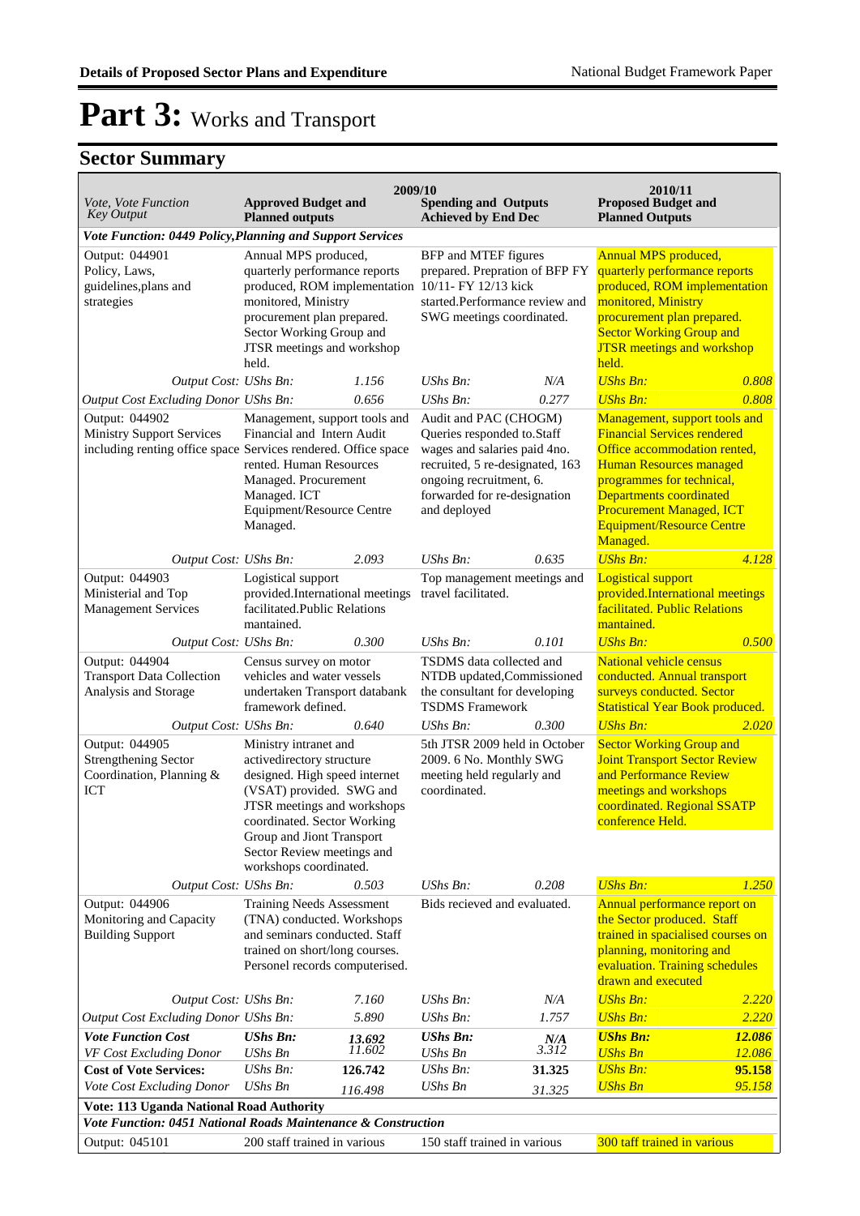# Part 3: Works and Transport

## Sector Summary

| Vote, Vote Function Key Output | 2009/10 Approved Budget and Planned outputs | | 2009/10 Spending and Outputs Achieved by End Dec | | 2010/11 Proposed Budget and Planned Outputs | |
|---|---|---|---|---|---|---|
| ***Vote Function: 0449 Policy,Planning and Support Services*** | | | | | | |
| Output: 044901 Policy, Laws, guidelines,plans and strategies | Annual MPS produced, quarterly performance reports produced, ROM implementation monitored, Ministry procurement plan prepared. Sector Working Group and JTSR meetings and workshop held. | | BFP and MTEF figures prepared. Prepration of BFP FY 10/11- FY 12/13 kick started.Performance review and SWG meetings coordinated. | | Annual MPS produced, quarterly performance reports produced, ROM implementation monitored, Ministry procurement plan prepared. Sector Working Group and JTSR meetings and workshop held. | |
| *Output Cost:* | *UShs Bn:* | *1.156* | *UShs Bn:* | *N/A* | *UShs Bn:* | *0.808* |
| *Output Cost Excluding Donor* | *UShs Bn:* | *0.656* | *UShs Bn:* | *0.277* | *UShs Bn:* | *0.808* |
| Output: 044902 Ministry Support Services including renting office space | Management, support tools and Financial and Intern Audit Services rendered. Office space rented. Human Resources Managed. Procurement Managed. ICT Equipment/Resource Centre Managed. | | Audit and PAC (CHOGM) Queries responded to.Staff wages and salaries paid 4no. recruited, 5 re-designated, 163 ongoing recruitment, 6. forwarded for re-designation and deployed | | Management, support tools and Financial Services rendered Office accommodation rented, Human Resources managed programmes for technical, Departments coordinated Procurement Managed, ICT Equipment/Resource Centre Managed. | |
| *Output Cost:* | *UShs Bn:* | *2.093* | *UShs Bn:* | *0.635* | *UShs Bn:* | *4.128* |
| Output: 044903 Ministerial and Top Management Services | Logistical support provided.International meetings facilitated.Public Relations mantained. | | Top management meetings and travel facilitated. | | Logistical support provided.International meetings facilitated. Public Relations mantained. | |
| *Output Cost:* | *UShs Bn:* | *0.300* | *UShs Bn:* | *0.101* | *UShs Bn:* | *0.500* |
| Output: 044904 Transport Data Collection Analysis and Storage | Census survey on motor vehicles and water vessels undertaken Transport databank framework defined. | | TSDMS data collected and NTDB updated,Commissioned the consultant for developing TSDMS Framework | | National vehicle census conducted. Annual transport surveys conducted. Sector Statistical Year Book produced. | |
| *Output Cost:* | *UShs Bn:* | *0.640* | *UShs Bn:* | *0.300* | *UShs Bn:* | *2.020* |
| Output: 044905 Strengthening Sector Coordination, Planning & ICT | Ministry intranet and activedirectory structure designed. High speed internet (VSAT) provided. SWG and JTSR meetings and workshops coordinated. Sector Working Group and Jiont Transport Sector Review meetings and workshops coordinated. | | 5th JTSR 2009 held in October 2009. 6 No. Monthly SWG meeting held regularly and coordinated. | | Sector Working Group and Joint Transport Sector Review and Performance Review meetings and workshops coordinated. Regional SSATP conference Held. | |
| *Output Cost:* | *UShs Bn:* | *0.503* | *UShs Bn:* | *0.208* | *UShs Bn:* | *1.250* |
| Output: 044906 Monitoring and Capacity Building Support | Training Needs Assessment (TNA) conducted. Workshops and seminars conducted. Staff trained on short/long courses. Personel records computerised. | | Bids recieved and evaluated. | | Annual performance report on the Sector produced. Staff trained in spacialised courses on planning, monitoring and evaluation. Training schedules drawn and executed | |
| *Output Cost:* | *UShs Bn:* | *7.160* | *UShs Bn:* | *N/A* | *UShs Bn:* | *2.220* |
| *Output Cost Excluding Donor* | *UShs Bn:* | *5.890* | *UShs Bn:* | *1.757* | *UShs Bn:* | *2.220* |
| ***Vote Function Cost*** | ***UShs Bn:*** | ***13.692*** | ***UShs Bn:*** | ***N/A*** | ***UShs Bn:*** | ***12.086*** |
| *VF Cost Excluding Donor* | *UShs Bn* | *11.602* | *UShs Bn* | *3.312* | *UShs Bn* | *12.086* |
| **Cost of Vote Services:** | *UShs Bn:* | **126.742** | *UShs Bn:* | **31.325** | *UShs Bn:* | *95.158* |
| *Vote Cost Excluding Donor* | *UShs Bn* | *116.498* | *UShs Bn* | *31.325* | *UShs Bn* | *95.158* |
| **Vote: 113 Uganda National Road Authority** | | | | | | |
| ***Vote Function: 0451 National Roads Maintenance & Construction*** | | | | | | |
| Output: 045101 | 200 staff trained in various | | 150 staff trained in various | | 300 taff trained in various | |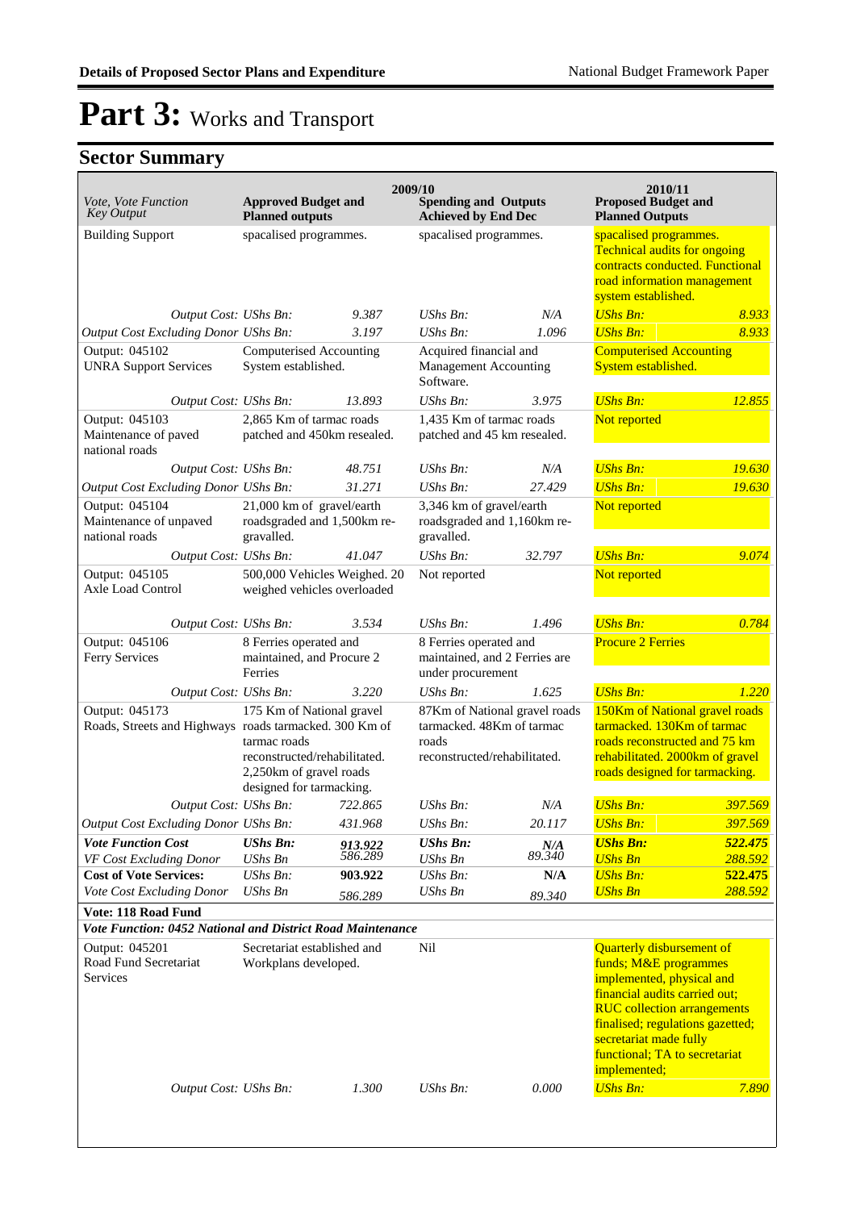# Part 3: Works and Transport

## Sector Summary

| Vote, Vote Function Key Output | 2009/10 Approved Budget and Planned outputs | | 2009/10 Spending and Outputs Achieved by End Dec | | 2010/11 Proposed Budget and Planned Outputs | |
|---|---|---|---|---|---|---|
| Building Support | spacalised programmes. | | spacalised programmes. | | spacalised programmes. Technical audits for ongoing contracts conducted. Functional road information management system established. | |
| *Output Cost:* | *UShs Bn:* | *9.387* | *UShs Bn:* | *N/A* | *UShs Bn:* | *8.933* |
| *Output Cost Excluding Donor* | *UShs Bn:* | *3.197* | *UShs Bn:* | *1.096* | *UShs Bn:* | *8.933* |
| Output: 045102 UNRA Support Services | Computerised Accounting System established. | | Acquired financial and Management Accounting Software. | | Computerised Accounting System established. | |
| *Output Cost:* | *UShs Bn:* | *13.893* | *UShs Bn:* | *3.975* | *UShs Bn:* | *12.855* |
| Output: 045103 Maintenance of paved national roads | 2,865 Km of tarmac roads patched and 450km resealed. | | 1,435 Km of tarmac roads patched and 45 km resealed. | | Not reported | |
| *Output Cost:* | *UShs Bn:* | *48.751* | *UShs Bn:* | *N/A* | *UShs Bn:* | *19.630* |
| *Output Cost Excluding Donor* | *UShs Bn:* | *31.271* | *UShs Bn:* | *27.429* | *UShs Bn:* | *19.630* |
| Output: 045104 Maintenance of unpaved national roads | 21,000 km of gravel/earth roadsgraded and 1,500km re-gravalled. | | 3,346 km of gravel/earth roadsgraded and 1,160km re-gravalled. | | Not reported | |
| *Output Cost:* | *UShs Bn:* | *41.047* | *UShs Bn:* | *32.797* | *UShs Bn:* | *9.074* |
| Output: 045105 Axle Load Control | 500,000 Vehicles Weighed. 20 weighed vehicles overloaded | | Not reported | | Not reported | |
| *Output Cost:* | *UShs Bn:* | *3.534* | *UShs Bn:* | *1.496* | *UShs Bn:* | *0.784* |
| Output: 045106 Ferry Services | 8 Ferries operated and maintained, and Procure 2 Ferries | | 8 Ferries operated and maintained, and 2 Ferries are under procurement | | Procure 2 Ferries | |
| *Output Cost:* | *UShs Bn:* | *3.220* | *UShs Bn:* | *1.625* | *UShs Bn:* | *1.220* |
| Output: 045173 Roads, Streets and Highways | 175 Km of National gravel roads tarmacked. 300 Km of tarmac roads reconstructed/rehabilitated. 2,250km of gravel roads designed for tarmacking. | | 87Km of National gravel roads tarmacked. 48Km of tarmac roads reconstructed/rehabilitated. | | 150Km of National gravel roads tarmacked. 130Km of tarmac roads reconstructed and 75 km rehabilitated. 2000km of gravel roads designed for tarmacking. | |
| *Output Cost:* | *UShs Bn:* | *722.865* | *UShs Bn:* | *N/A* | *UShs Bn:* | *397.569* |
| *Output Cost Excluding Donor* | *UShs Bn:* | *431.968* | *UShs Bn:* | *20.117* | *UShs Bn:* | *397.569* |
| ***Vote Function Cost*** | ***UShs Bn:*** | ***913.922*** | ***UShs Bn:*** | ***N/A*** | ***UShs Bn:*** | ***522.475*** |
| *VF Cost Excluding Donor* | *UShs Bn* | *586.289* | *UShs Bn* | *89.340* | *UShs Bn* | *288.592* |
| **Cost of Vote Services:** | *UShs Bn:* | **903.922** | *UShs Bn:* | **N/A** | *UShs Bn:* | *522.475* |
| *Vote Cost Excluding Donor* | *UShs Bn* | *586.289* | *UShs Bn* | *89.340* | *UShs Bn* | *288.592* |
| **Vote: 118 Road Fund** | | | | | | |
| ***Vote Function: 0452 National and District Road Maintenance*** | | | | | | |
| Output: 045201 Road Fund Secretariat Services | Secretariat established and Workplans developed. | | Nil | | Quarterly disbursement of funds; M&E programmes implemented, physical and financial audits carried out; RUC collection arrangements finalised; regulations gazetted; secretariat made fully functional; TA to secretariat implemented; | |
| *Output Cost:* | *UShs Bn:* | *1.300* | *UShs Bn:* | *0.000* | *UShs Bn:* | *7.890* |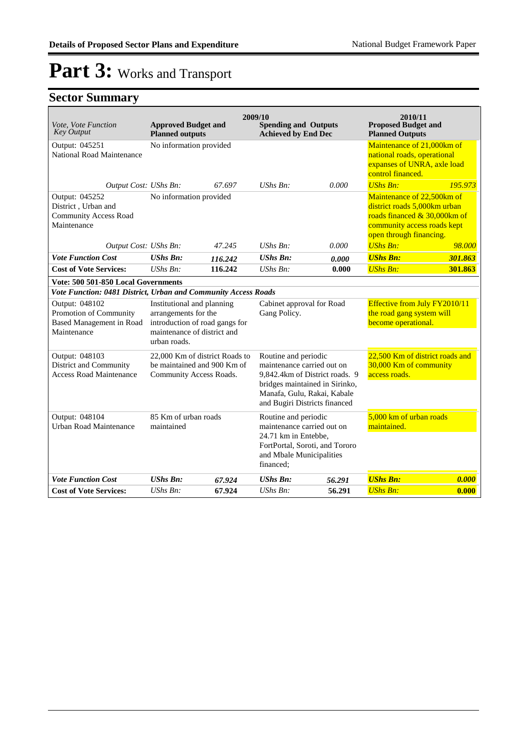# Part 3: Works and Transport

## Sector Summary

| Vote, Vote Function Key Output | 2009/10 Approved Budget and Planned outputs | | 2009/10 Spending and Outputs Achieved by End Dec | | 2010/11 Proposed Budget and Planned Outputs | |
|---|---|---|---|---|---|---|
| Output: 045251 National Road Maintenance | No information provided | | | | Maintenance of 21,000km of national roads, operational expanses of UNRA, axle load control financed. | |
| *Output Cost:* | *UShs Bn:* | *67.697* | *UShs Bn:* | *0.000* | *UShs Bn:* | *195.973* |
| Output: 045252 District , Urban and Community Access Road Maintenance | No information provided | | | | Maintenance of 22,500km of district roads 5,000km urban roads financed & 30,000km of community access roads kept open through financing. | |
| *Output Cost:* | *UShs Bn:* | *47.245* | *UShs Bn:* | *0.000* | *UShs Bn:* | *98.000* |
| ***Vote Function Cost*** | ***UShs Bn:*** | ***116.242*** | ***UShs Bn:*** | ***0.000*** | ***UShs Bn:*** | ***301.863*** |
| **Cost of Vote Services:** | *UShs Bn:* | **116.242** | *UShs Bn:* | **0.000** | *UShs Bn:* | **301.863** |
| **Vote: 500 501-850 Local Governments** | | | | | | |
| ***Vote Function: 0481 District, Urban and Community Access Roads*** | | | | | | |
| Output: 048102 Promotion of Community Based Management in Road Maintenance | Institutional and planning arrangements for the introduction of road gangs for maintenance of district and urban roads. | | Cabinet approval for Road Gang Policy. | | Effective from July FY2010/11 the road gang system will become operational. | |
| Output: 048103 District and Community Access Road Maintenance | 22,000 Km of district Roads to be maintained and 900 Km of Community Access Roads. | | Routine and periodic maintenance carried out on 9,842.4km of District roads. 9 bridges maintained in Sirinko, Manafa, Gulu, Rakai, Kabale and Bugiri Districts financed | | 22,500 Km of district roads and 30,000 Km of community access roads. | |
| Output: 048104 Urban Road Maintenance | 85 Km of urban roads maintained | | Routine and periodic maintenance carried out on 24.71 km in Entebbe, FortPortal, Soroti, and Tororo and Mbale Municipalities financed; | | 5,000 km of urban roads maintained. | |
| ***Vote Function Cost*** | ***UShs Bn:*** | ***67.924*** | ***UShs Bn:*** | ***56.291*** | ***UShs Bn:*** | ***0.000*** |
| **Cost of Vote Services:** | *UShs Bn:* | **67.924** | *UShs Bn:* | **56.291** | *UShs Bn:* | **0.000** |